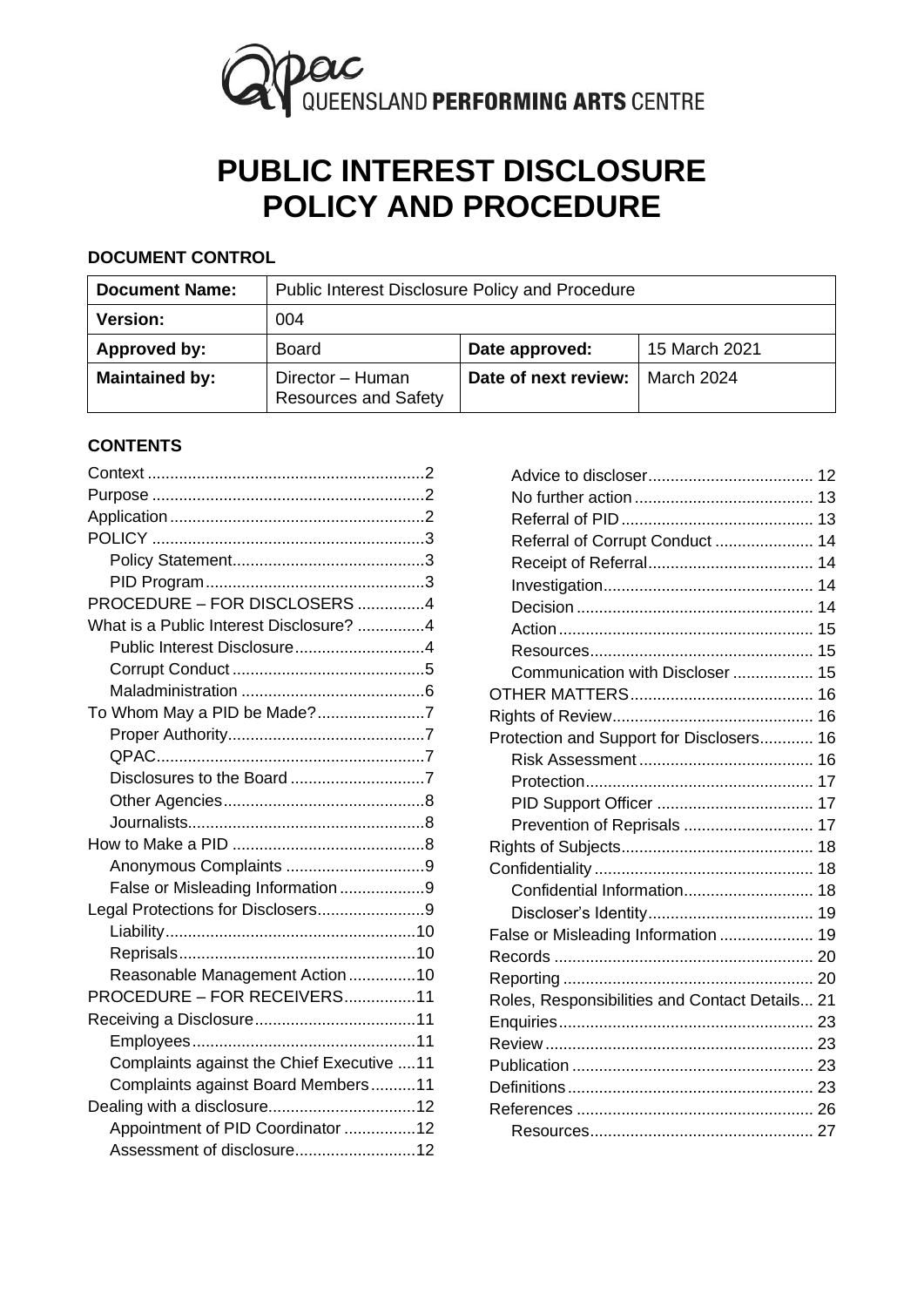QUEENSLAND PERFORMING ARTS CENTRE

# PUBLIC INTEREST DISCLOSURE POLICY AND PROCEDURE

**DOCUMENT CONTROL**

| **Document Name:** | Public Interest Disclosure Policy and Procedure | | |
|---|---|---|---|
| **Version:** | 004 | | |
| **Approved by:** | Board | **Date approved:** | 15 March 2021 |
| **Maintained by:** | Director – Human Resources and Safety | **Date of next review:** | March 2024 |

**CONTENTS**

- Context ....2
- Purpose ....2
- Application ....2
- POLICY ....3
  - Policy Statement ....3
  - PID Program ....3
- PROCEDURE – FOR DISCLOSERS ....4
- What is a Public Interest Disclosure? ....4
  - Public Interest Disclosure ....4
  - Corrupt Conduct ....5
  - Maladministration ....6
- To Whom May a PID be Made? ....7
  - Proper Authority ....7
  - QPAC ....7
  - Disclosures to the Board ....7
  - Other Agencies ....8
  - Journalists ....8
- How to Make a PID ....8
  - Anonymous Complaints ....9
  - False or Misleading Information ....9
- Legal Protections for Disclosers ....9
  - Liability ....10
  - Reprisals ....10
  - Reasonable Management Action ....10
- PROCEDURE – FOR RECEIVERS ....11
- Receiving a Disclosure ....11
  - Employees ....11
  - Complaints against the Chief Executive ....11
  - Complaints against Board Members ....11
- Dealing with a disclosure ....12
  - Appointment of PID Coordinator ....12
  - Assessment of disclosure ....12
  - Advice to discloser ....12
  - No further action ....13
  - Referral of PID ....13
  - Referral of Corrupt Conduct ....14
  - Receipt of Referral ....14
  - Investigation ....14
  - Decision ....14
  - Action ....15
  - Resources ....15
  - Communication with Discloser ....15
- OTHER MATTERS ....16
- Rights of Review ....16
- Protection and Support for Disclosers ....16
  - Risk Assessment ....16
  - Protection ....17
  - PID Support Officer ....17
  - Prevention of Reprisals ....17
- Rights of Subjects ....18
- Confidentiality ....18
  - Confidential Information ....18
  - Discloser's Identity ....19
- False or Misleading Information ....19
- Records ....20
- Reporting ....20
- Roles, Responsibilities and Contact Details ....21
- Enquiries ....23
- Review ....23
- Publication ....23
- Definitions ....23
- References ....26
  - Resources ....27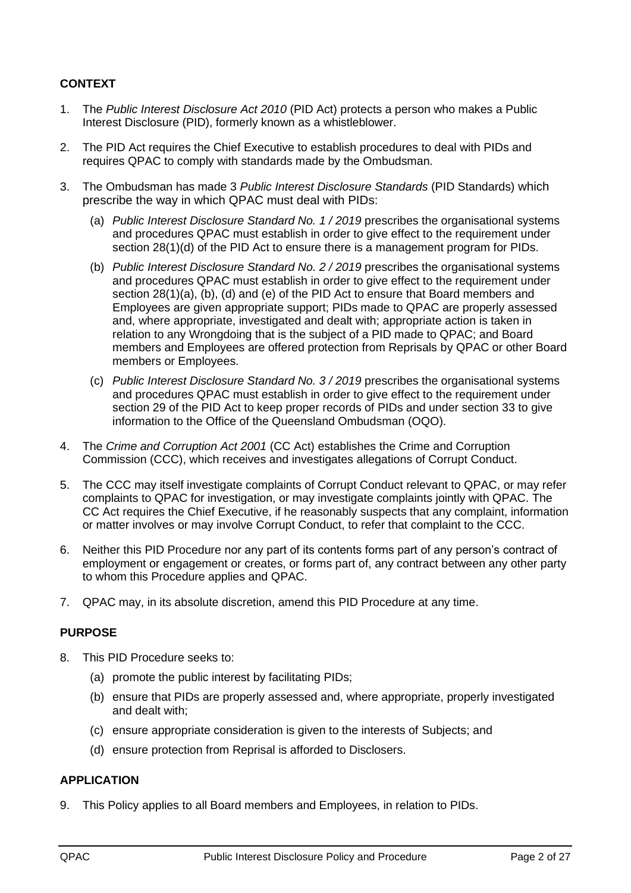## CONTEXT

1. The *Public Interest Disclosure Act 2010* (PID Act) protects a person who makes a Public Interest Disclosure (PID), formerly known as a whistleblower.

2. The PID Act requires the Chief Executive to establish procedures to deal with PIDs and requires QPAC to comply with standards made by the Ombudsman.

3. The Ombudsman has made 3 *Public Interest Disclosure Standards* (PID Standards) which prescribe the way in which QPAC must deal with PIDs:

   (a) *Public Interest Disclosure Standard No. 1 / 2019* prescribes the organisational systems and procedures QPAC must establish in order to give effect to the requirement under section 28(1)(d) of the PID Act to ensure there is a management program for PIDs.

   (b) *Public Interest Disclosure Standard No. 2 / 2019* prescribes the organisational systems and procedures QPAC must establish in order to give effect to the requirement under section 28(1)(a), (b), (d) and (e) of the PID Act to ensure that Board members and Employees are given appropriate support; PIDs made to QPAC are properly assessed and, where appropriate, investigated and dealt with; appropriate action is taken in relation to any Wrongdoing that is the subject of a PID made to QPAC; and Board members and Employees are offered protection from Reprisals by QPAC or other Board members or Employees.

   (c) *Public Interest Disclosure Standard No. 3 / 2019* prescribes the organisational systems and procedures QPAC must establish in order to give effect to the requirement under section 29 of the PID Act to keep proper records of PIDs and under section 33 to give information to the Office of the Queensland Ombudsman (OQO).

4. The *Crime and Corruption Act 2001* (CC Act) establishes the Crime and Corruption Commission (CCC), which receives and investigates allegations of Corrupt Conduct.

5. The CCC may itself investigate complaints of Corrupt Conduct relevant to QPAC, or may refer complaints to QPAC for investigation, or may investigate complaints jointly with QPAC. The CC Act requires the Chief Executive, if he reasonably suspects that any complaint, information or matter involves or may involve Corrupt Conduct, to refer that complaint to the CCC.

6. Neither this PID Procedure nor any part of its contents forms part of any person's contract of employment or engagement or creates, or forms part of, any contract between any other party to whom this Procedure applies and QPAC.

7. QPAC may, in its absolute discretion, amend this PID Procedure at any time.

## PURPOSE

8. This PID Procedure seeks to:

   (a) promote the public interest by facilitating PIDs;

   (b) ensure that PIDs are properly assessed and, where appropriate, properly investigated and dealt with;

   (c) ensure appropriate consideration is given to the interests of Subjects; and

   (d) ensure protection from Reprisal is afforded to Disclosers.

## APPLICATION

9. This Policy applies to all Board members and Employees, in relation to PIDs.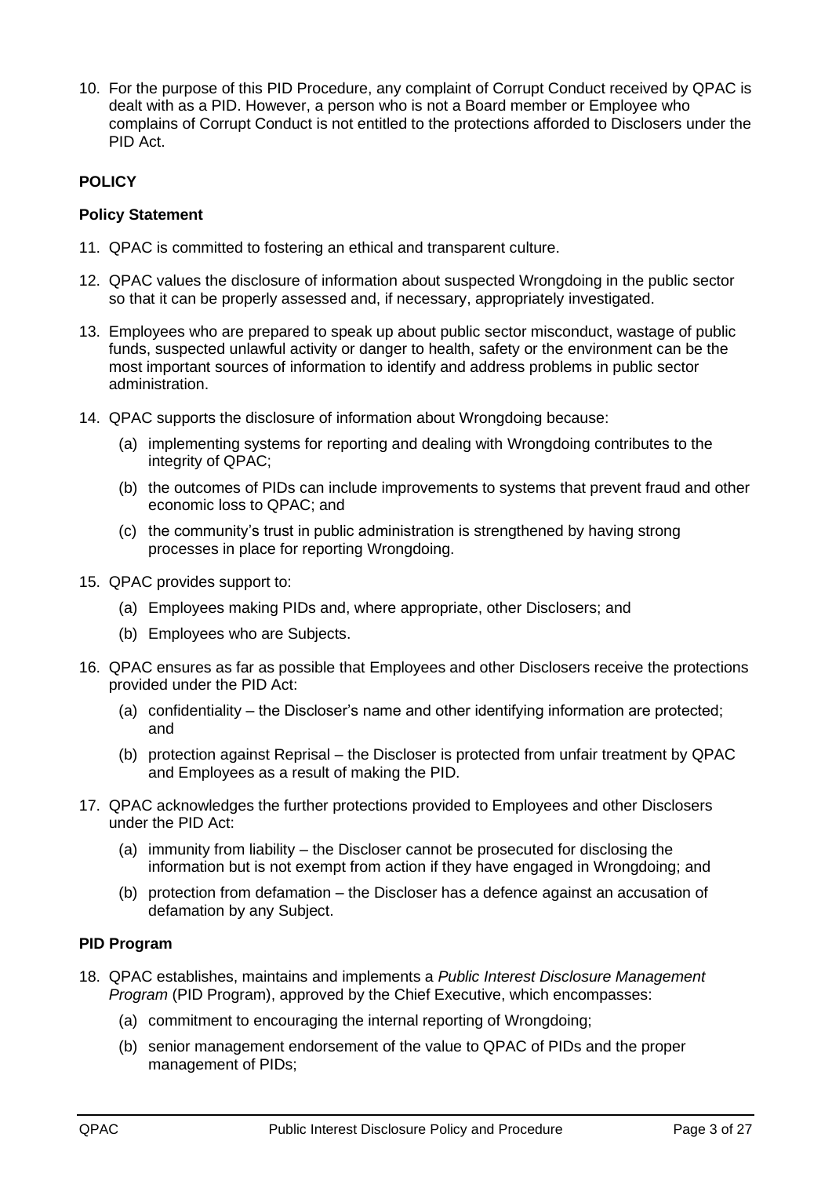10. For the purpose of this PID Procedure, any complaint of Corrupt Conduct received by QPAC is dealt with as a PID. However, a person who is not a Board member or Employee who complains of Corrupt Conduct is not entitled to the protections afforded to Disclosers under the PID Act.

## POLICY

### Policy Statement

11. QPAC is committed to fostering an ethical and transparent culture.

12. QPAC values the disclosure of information about suspected Wrongdoing in the public sector so that it can be properly assessed and, if necessary, appropriately investigated.

13. Employees who are prepared to speak up about public sector misconduct, wastage of public funds, suspected unlawful activity or danger to health, safety or the environment can be the most important sources of information to identify and address problems in public sector administration.

14. QPAC supports the disclosure of information about Wrongdoing because:
    - (a) implementing systems for reporting and dealing with Wrongdoing contributes to the integrity of QPAC;
    - (b) the outcomes of PIDs can include improvements to systems that prevent fraud and other economic loss to QPAC; and
    - (c) the community's trust in public administration is strengthened by having strong processes in place for reporting Wrongdoing.

15. QPAC provides support to:
    - (a) Employees making PIDs and, where appropriate, other Disclosers; and
    - (b) Employees who are Subjects.

16. QPAC ensures as far as possible that Employees and other Disclosers receive the protections provided under the PID Act:
    - (a) confidentiality – the Discloser's name and other identifying information are protected; and
    - (b) protection against Reprisal – the Discloser is protected from unfair treatment by QPAC and Employees as a result of making the PID.

17. QPAC acknowledges the further protections provided to Employees and other Disclosers under the PID Act:
    - (a) immunity from liability – the Discloser cannot be prosecuted for disclosing the information but is not exempt from action if they have engaged in Wrongdoing; and
    - (b) protection from defamation – the Discloser has a defence against an accusation of defamation by any Subject.

### PID Program

18. QPAC establishes, maintains and implements a *Public Interest Disclosure Management Program* (PID Program), approved by the Chief Executive, which encompasses:
    - (a) commitment to encouraging the internal reporting of Wrongdoing;
    - (b) senior management endorsement of the value to QPAC of PIDs and the proper management of PIDs;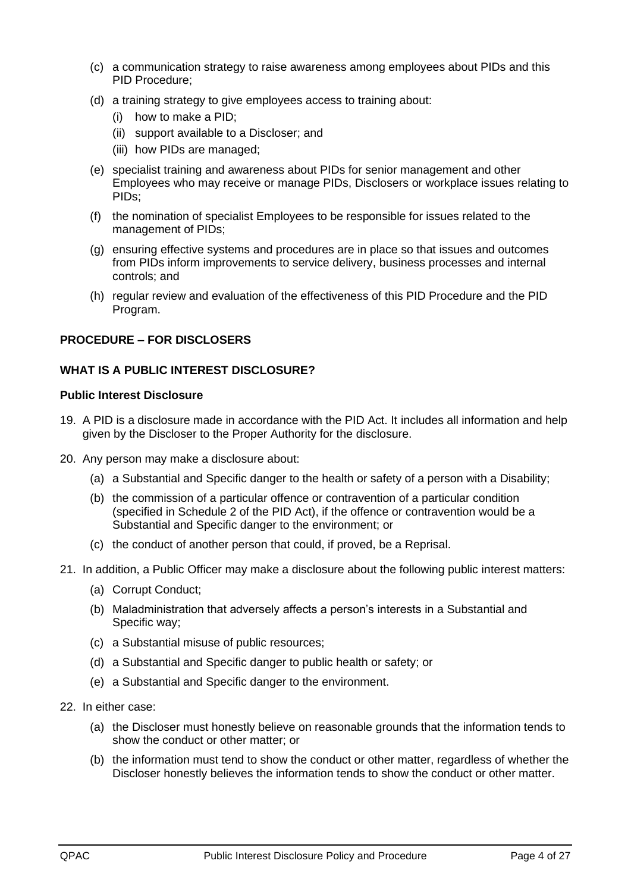(c) a communication strategy to raise awareness among employees about PIDs and this PID Procedure;

(d) a training strategy to give employees access to training about:

 (i) how to make a PID;

 (ii) support available to a Discloser; and

 (iii) how PIDs are managed;

(e) specialist training and awareness about PIDs for senior management and other Employees who may receive or manage PIDs, Disclosers or workplace issues relating to PIDs;

(f) the nomination of specialist Employees to be responsible for issues related to the management of PIDs;

(g) ensuring effective systems and procedures are in place so that issues and outcomes from PIDs inform improvements to service delivery, business processes and internal controls; and

(h) regular review and evaluation of the effectiveness of this PID Procedure and the PID Program.

## PROCEDURE – FOR DISCLOSERS

## WHAT IS A PUBLIC INTEREST DISCLOSURE?

### Public Interest Disclosure

19. A PID is a disclosure made in accordance with the PID Act. It includes all information and help given by the Discloser to the Proper Authority for the disclosure.

20. Any person may make a disclosure about:

 (a) a Substantial and Specific danger to the health or safety of a person with a Disability;

 (b) the commission of a particular offence or contravention of a particular condition (specified in Schedule 2 of the PID Act), if the offence or contravention would be a Substantial and Specific danger to the environment; or

 (c) the conduct of another person that could, if proved, be a Reprisal.

21. In addition, a Public Officer may make a disclosure about the following public interest matters:

 (a) Corrupt Conduct;

 (b) Maladministration that adversely affects a person's interests in a Substantial and Specific way;

 (c) a Substantial misuse of public resources;

 (d) a Substantial and Specific danger to public health or safety; or

 (e) a Substantial and Specific danger to the environment.

22. In either case:

 (a) the Discloser must honestly believe on reasonable grounds that the information tends to show the conduct or other matter; or

 (b) the information must tend to show the conduct or other matter, regardless of whether the Discloser honestly believes the information tends to show the conduct or other matter.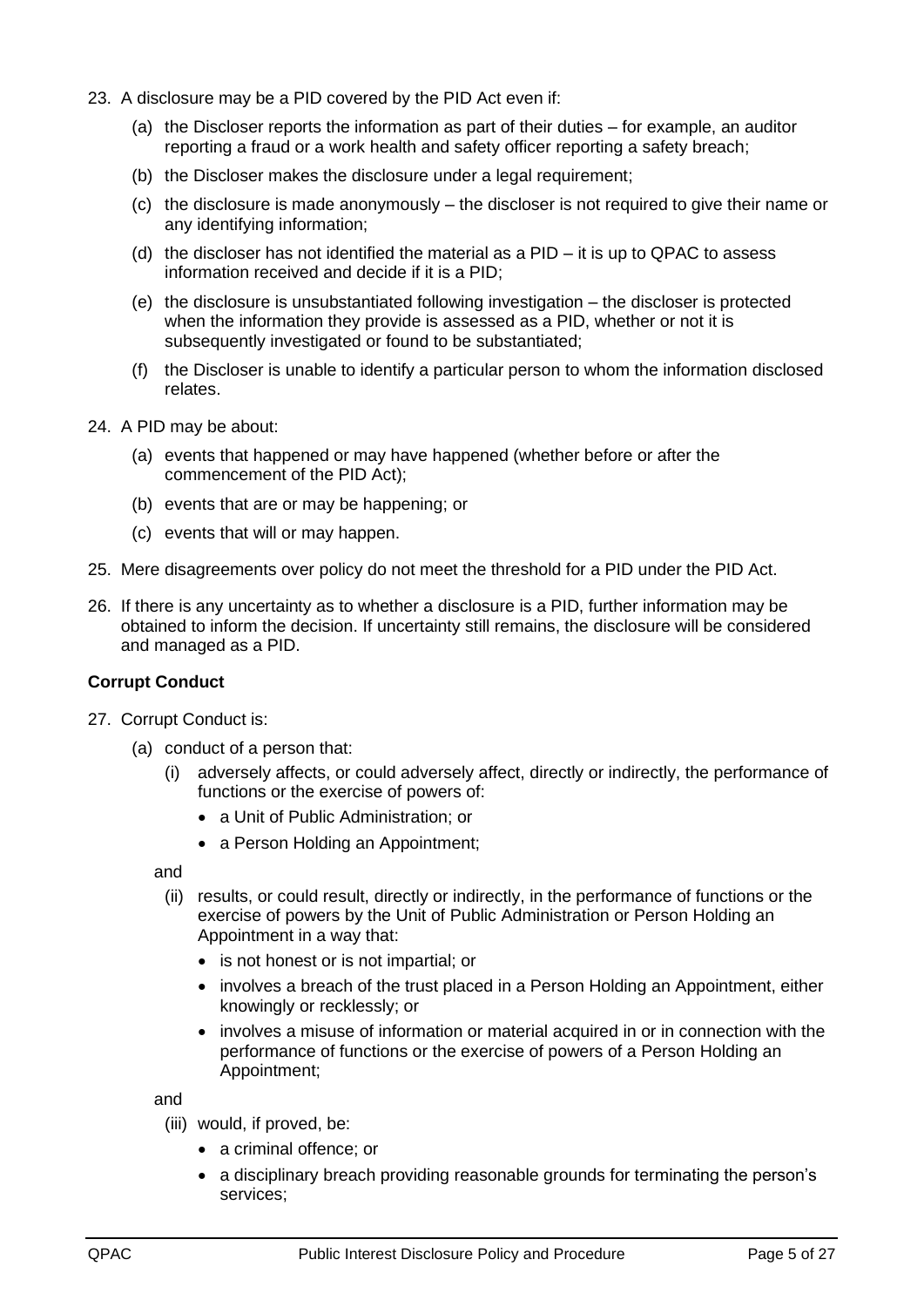23. A disclosure may be a PID covered by the PID Act even if:

    (a) the Discloser reports the information as part of their duties – for example, an auditor reporting a fraud or a work health and safety officer reporting a safety breach;

    (b) the Discloser makes the disclosure under a legal requirement;

    (c) the disclosure is made anonymously – the discloser is not required to give their name or any identifying information;

    (d) the discloser has not identified the material as a PID – it is up to QPAC to assess information received and decide if it is a PID;

    (e) the disclosure is unsubstantiated following investigation – the discloser is protected when the information they provide is assessed as a PID, whether or not it is subsequently investigated or found to be substantiated;

    (f) the Discloser is unable to identify a particular person to whom the information disclosed relates.

24. A PID may be about:

    (a) events that happened or may have happened (whether before or after the commencement of the PID Act);

    (b) events that are or may be happening; or

    (c) events that will or may happen.

25. Mere disagreements over policy do not meet the threshold for a PID under the PID Act.

26. If there is any uncertainty as to whether a disclosure is a PID, further information may be obtained to inform the decision. If uncertainty still remains, the disclosure will be considered and managed as a PID.

**Corrupt Conduct**

27. Corrupt Conduct is:

    (a) conduct of a person that:

    (i) adversely affects, or could adversely affect, directly or indirectly, the performance of functions or the exercise of powers of:

    - a Unit of Public Administration; or
    - a Person Holding an Appointment;

    and

    (ii) results, or could result, directly or indirectly, in the performance of functions or the exercise of powers by the Unit of Public Administration or Person Holding an Appointment in a way that:

    - is not honest or is not impartial; or
    - involves a breach of the trust placed in a Person Holding an Appointment, either knowingly or recklessly; or
    - involves a misuse of information or material acquired in or in connection with the performance of functions or the exercise of powers of a Person Holding an Appointment;

    and

    (iii) would, if proved, be:

    - a criminal offence; or
    - a disciplinary breach providing reasonable grounds for terminating the person's services;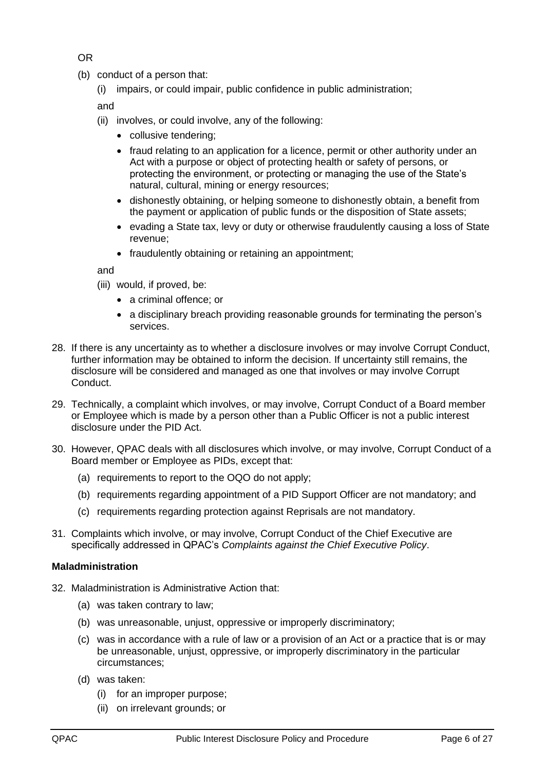OR

(b) conduct of a person that:

   (i) impairs, or could impair, public confidence in public administration;

   and

   (ii) involves, or could involve, any of the following:

   - collusive tendering;
   - fraud relating to an application for a licence, permit or other authority under an Act with a purpose or object of protecting health or safety of persons, or protecting the environment, or protecting or managing the use of the State's natural, cultural, mining or energy resources;
   - dishonestly obtaining, or helping someone to dishonestly obtain, a benefit from the payment or application of public funds or the disposition of State assets;
   - evading a State tax, levy or duty or otherwise fraudulently causing a loss of State revenue;
   - fraudulently obtaining or retaining an appointment;

   and

   (iii) would, if proved, be:

   - a criminal offence; or
   - a disciplinary breach providing reasonable grounds for terminating the person's services.

28. If there is any uncertainty as to whether a disclosure involves or may involve Corrupt Conduct, further information may be obtained to inform the decision. If uncertainty still remains, the disclosure will be considered and managed as one that involves or may involve Corrupt Conduct.

29. Technically, a complaint which involves, or may involve, Corrupt Conduct of a Board member or Employee which is made by a person other than a Public Officer is not a public interest disclosure under the PID Act.

30. However, QPAC deals with all disclosures which involve, or may involve, Corrupt Conduct of a Board member or Employee as PIDs, except that:

   (a) requirements to report to the OQO do not apply;

   (b) requirements regarding appointment of a PID Support Officer are not mandatory; and

   (c) requirements regarding protection against Reprisals are not mandatory.

31. Complaints which involve, or may involve, Corrupt Conduct of the Chief Executive are specifically addressed in QPAC's *Complaints against the Chief Executive Policy*.

**Maladministration**

32. Maladministration is Administrative Action that:

   (a) was taken contrary to law;

   (b) was unreasonable, unjust, oppressive or improperly discriminatory;

   (c) was in accordance with a rule of law or a provision of an Act or a practice that is or may be unreasonable, unjust, oppressive, or improperly discriminatory in the particular circumstances;

   (d) was taken:

   (i) for an improper purpose;

   (ii) on irrelevant grounds; or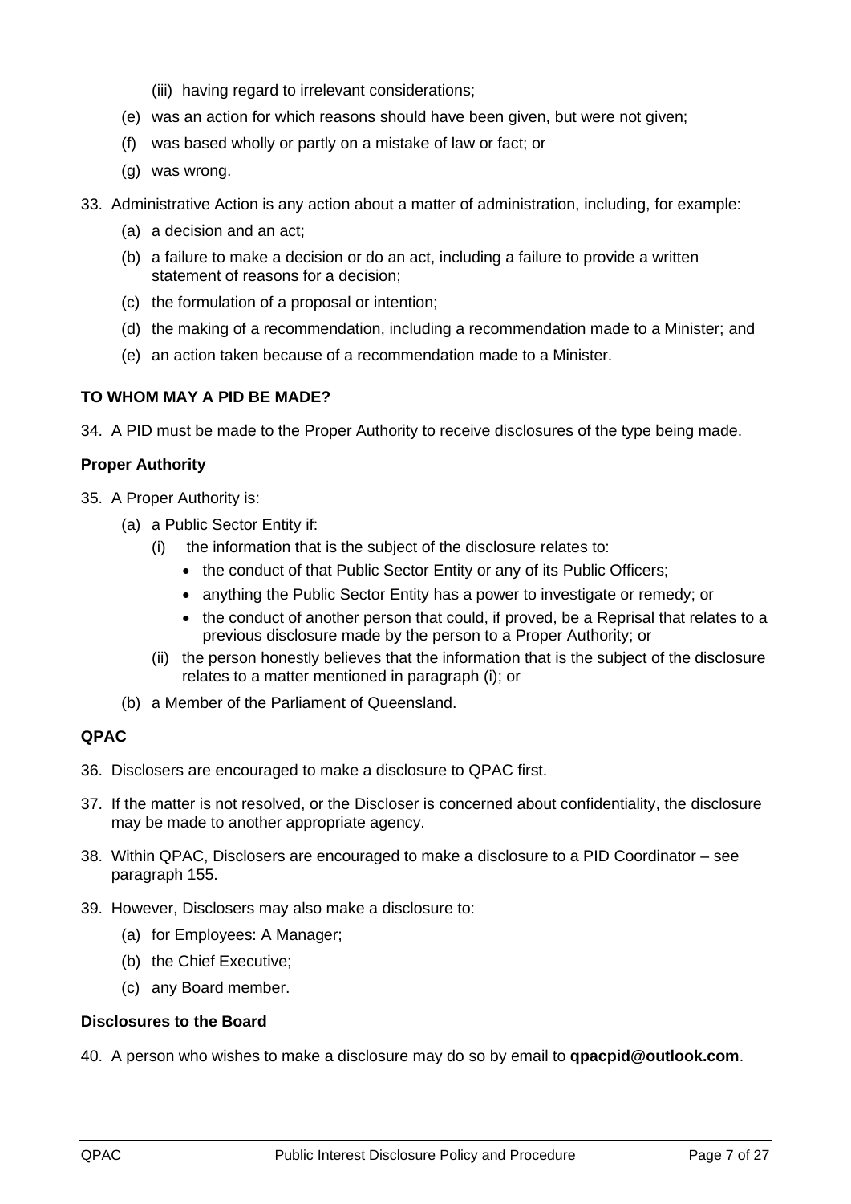(iii) having regard to irrelevant considerations;

(e) was an action for which reasons should have been given, but were not given;

(f) was based wholly or partly on a mistake of law or fact; or

(g) was wrong.

33. Administrative Action is any action about a matter of administration, including, for example:

    (a) a decision and an act;

    (b) a failure to make a decision or do an act, including a failure to provide a written statement of reasons for a decision;

    (c) the formulation of a proposal or intention;

    (d) the making of a recommendation, including a recommendation made to a Minister; and

    (e) an action taken because of a recommendation made to a Minister.

### TO WHOM MAY A PID BE MADE?

34. A PID must be made to the Proper Authority to receive disclosures of the type being made.

#### Proper Authority

35. A Proper Authority is:

    (a) a Public Sector Entity if:

      (i) the information that is the subject of the disclosure relates to:

        - the conduct of that Public Sector Entity or any of its Public Officers;
        - anything the Public Sector Entity has a power to investigate or remedy; or
        - the conduct of another person that could, if proved, be a Reprisal that relates to a previous disclosure made by the person to a Proper Authority; or

      (ii) the person honestly believes that the information that is the subject of the disclosure relates to a matter mentioned in paragraph (i); or

    (b) a Member of the Parliament of Queensland.

#### QPAC

36. Disclosers are encouraged to make a disclosure to QPAC first.

37. If the matter is not resolved, or the Discloser is concerned about confidentiality, the disclosure may be made to another appropriate agency.

38. Within QPAC, Disclosers are encouraged to make a disclosure to a PID Coordinator – see paragraph 155.

39. However, Disclosers may also make a disclosure to:

    (a) for Employees: A Manager;

    (b) the Chief Executive;

    (c) any Board member.

#### Disclosures to the Board

40. A person who wishes to make a disclosure may do so by email to **qpacpid@outlook.com**.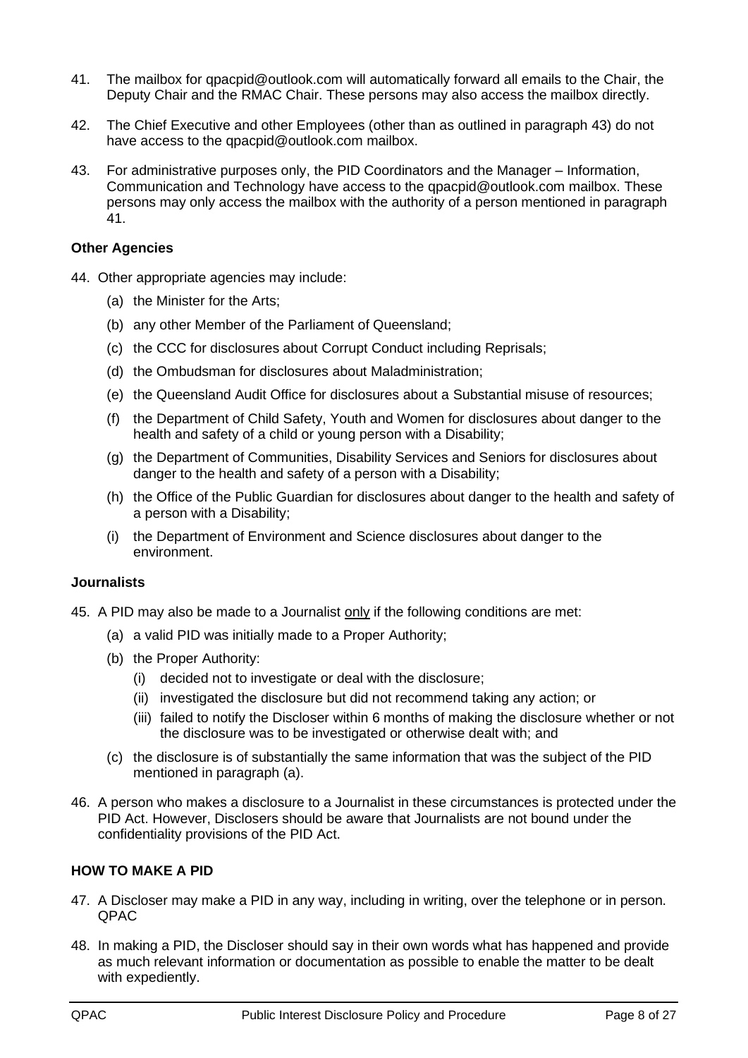41. The mailbox for qpacpid@outlook.com will automatically forward all emails to the Chair, the Deputy Chair and the RMAC Chair. These persons may also access the mailbox directly.

42. The Chief Executive and other Employees (other than as outlined in paragraph 43) do not have access to the qpacpid@outlook.com mailbox.

43. For administrative purposes only, the PID Coordinators and the Manager – Information, Communication and Technology have access to the qpacpid@outlook.com mailbox. These persons may only access the mailbox with the authority of a person mentioned in paragraph 41.

**Other Agencies**

44. Other appropriate agencies may include:
    - (a) the Minister for the Arts;
    - (b) any other Member of the Parliament of Queensland;
    - (c) the CCC for disclosures about Corrupt Conduct including Reprisals;
    - (d) the Ombudsman for disclosures about Maladministration;
    - (e) the Queensland Audit Office for disclosures about a Substantial misuse of resources;
    - (f) the Department of Child Safety, Youth and Women for disclosures about danger to the health and safety of a child or young person with a Disability;
    - (g) the Department of Communities, Disability Services and Seniors for disclosures about danger to the health and safety of a person with a Disability;
    - (h) the Office of the Public Guardian for disclosures about danger to the health and safety of a person with a Disability;
    - (i) the Department of Environment and Science disclosures about danger to the environment.

**Journalists**

45. A PID may also be made to a Journalist <u>only</u> if the following conditions are met:
    - (a) a valid PID was initially made to a Proper Authority;
    - (b) the Proper Authority:
        - (i) decided not to investigate or deal with the disclosure;
        - (ii) investigated the disclosure but did not recommend taking any action; or
        - (iii) failed to notify the Discloser within 6 months of making the disclosure whether or not the disclosure was to be investigated or otherwise dealt with; and
    - (c) the disclosure is of substantially the same information that was the subject of the PID mentioned in paragraph (a).

46. A person who makes a disclosure to a Journalist in these circumstances is protected under the PID Act. However, Disclosers should be aware that Journalists are not bound under the confidentiality provisions of the PID Act.

**HOW TO MAKE A PID**

47. A Discloser may make a PID in any way, including in writing, over the telephone or in person. QPAC

48. In making a PID, the Discloser should say in their own words what has happened and provide as much relevant information or documentation as possible to enable the matter to be dealt with expediently.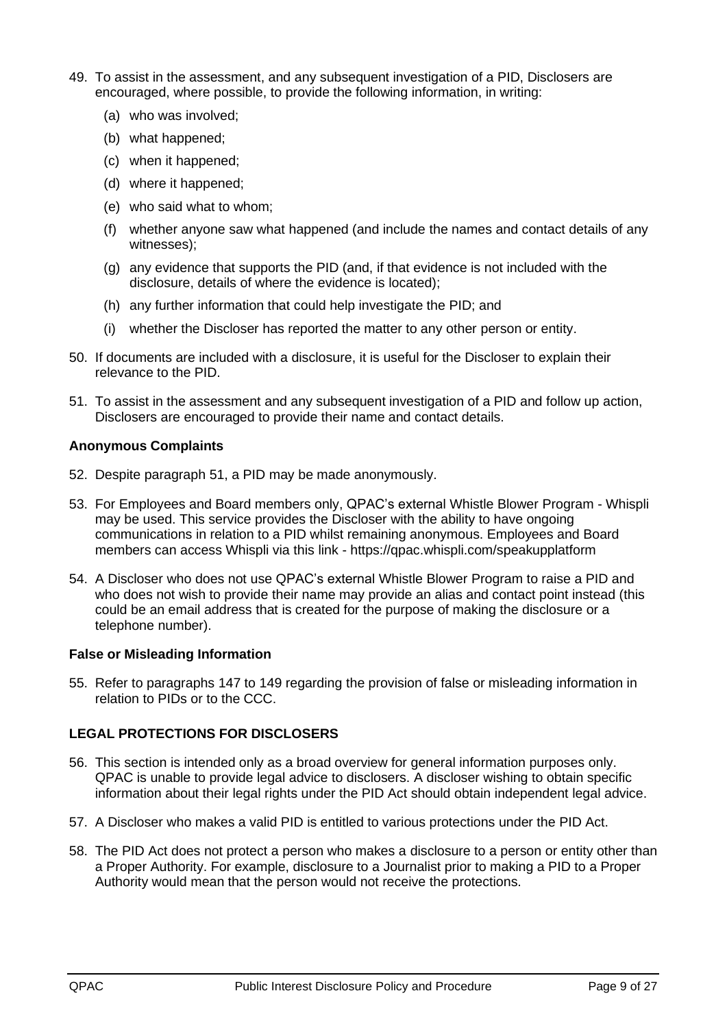49. To assist in the assessment, and any subsequent investigation of a PID, Disclosers are encouraged, where possible, to provide the following information, in writing:
    (a) who was involved;
    (b) what happened;
    (c) when it happened;
    (d) where it happened;
    (e) who said what to whom;
    (f) whether anyone saw what happened (and include the names and contact details of any witnesses);
    (g) any evidence that supports the PID (and, if that evidence is not included with the disclosure, details of where the evidence is located);
    (h) any further information that could help investigate the PID; and
    (i) whether the Discloser has reported the matter to any other person or entity.

50. If documents are included with a disclosure, it is useful for the Discloser to explain their relevance to the PID.

51. To assist in the assessment and any subsequent investigation of a PID and follow up action, Disclosers are encouraged to provide their name and contact details.

**Anonymous Complaints**

52. Despite paragraph 51, a PID may be made anonymously.

53. For Employees and Board members only, QPAC's external Whistle Blower Program - Whispli may be used. This service provides the Discloser with the ability to have ongoing communications in relation to a PID whilst remaining anonymous. Employees and Board members can access Whispli via this link - https://qpac.whispli.com/speakupplatform

54. A Discloser who does not use QPAC's external Whistle Blower Program to raise a PID and who does not wish to provide their name may provide an alias and contact point instead (this could be an email address that is created for the purpose of making the disclosure or a telephone number).

**False or Misleading Information**

55. Refer to paragraphs 147 to 149 regarding the provision of false or misleading information in relation to PIDs or to the CCC.

**LEGAL PROTECTIONS FOR DISCLOSERS**

56. This section is intended only as a broad overview for general information purposes only. QPAC is unable to provide legal advice to disclosers. A discloser wishing to obtain specific information about their legal rights under the PID Act should obtain independent legal advice.

57. A Discloser who makes a valid PID is entitled to various protections under the PID Act.

58. The PID Act does not protect a person who makes a disclosure to a person or entity other than a Proper Authority. For example, disclosure to a Journalist prior to making a PID to a Proper Authority would mean that the person would not receive the protections.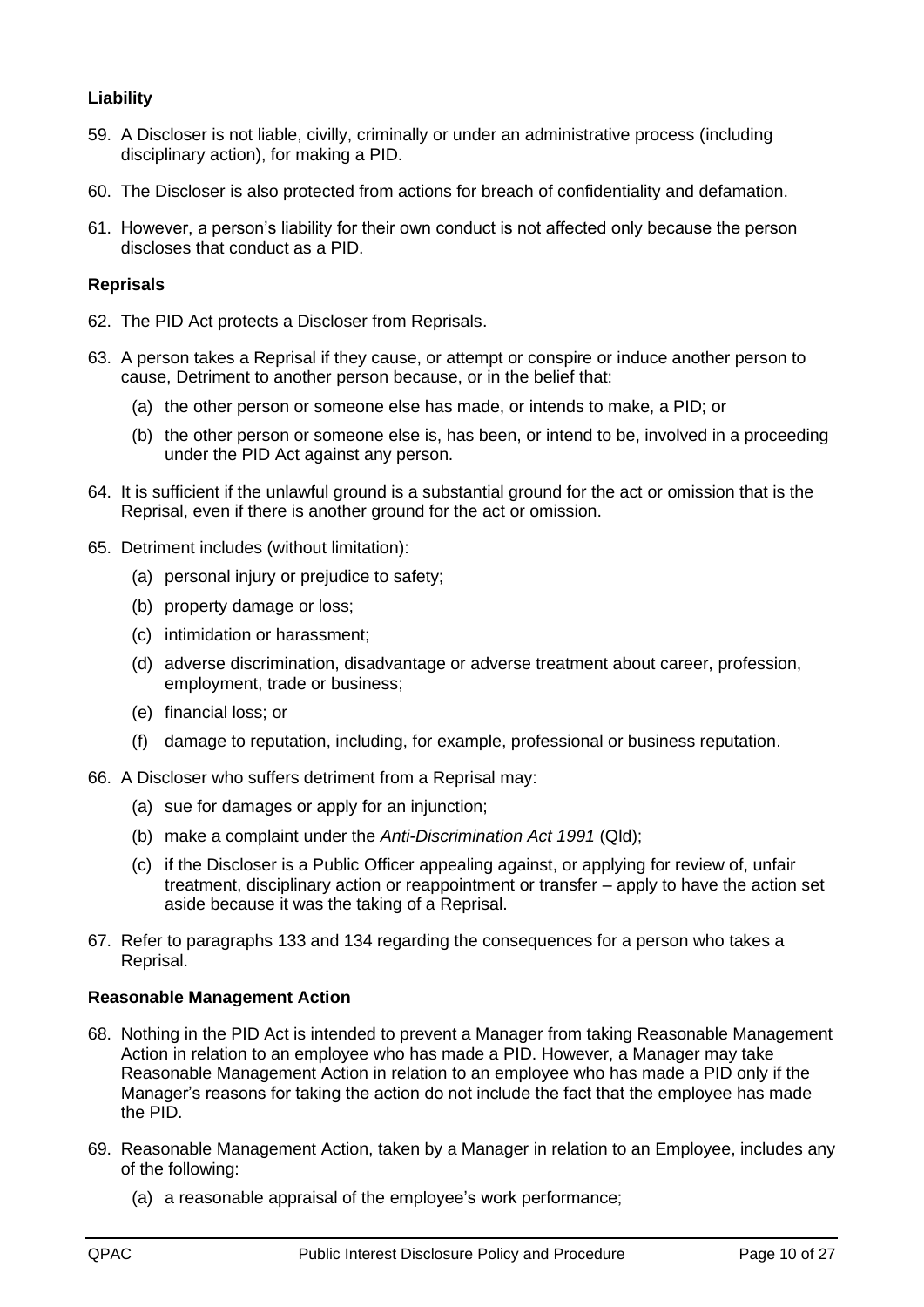### Liability

59. A Discloser is not liable, civilly, criminally or under an administrative process (including disciplinary action), for making a PID.

60. The Discloser is also protected from actions for breach of confidentiality and defamation.

61. However, a person's liability for their own conduct is not affected only because the person discloses that conduct as a PID.

### Reprisals

62. The PID Act protects a Discloser from Reprisals.

63. A person takes a Reprisal if they cause, or attempt or conspire or induce another person to cause, Detriment to another person because, or in the belief that:

    (a) the other person or someone else has made, or intends to make, a PID; or

    (b) the other person or someone else is, has been, or intend to be, involved in a proceeding under the PID Act against any person.

64. It is sufficient if the unlawful ground is a substantial ground for the act or omission that is the Reprisal, even if there is another ground for the act or omission.

65. Detriment includes (without limitation):

    (a) personal injury or prejudice to safety;

    (b) property damage or loss;

    (c) intimidation or harassment;

    (d) adverse discrimination, disadvantage or adverse treatment about career, profession, employment, trade or business;

    (e) financial loss; or

    (f) damage to reputation, including, for example, professional or business reputation.

66. A Discloser who suffers detriment from a Reprisal may:

    (a) sue for damages or apply for an injunction;

    (b) make a complaint under the *Anti-Discrimination Act 1991* (Qld);

    (c) if the Discloser is a Public Officer appealing against, or applying for review of, unfair treatment, disciplinary action or reappointment or transfer – apply to have the action set aside because it was the taking of a Reprisal.

67. Refer to paragraphs 133 and 134 regarding the consequences for a person who takes a Reprisal.

### Reasonable Management Action

68. Nothing in the PID Act is intended to prevent a Manager from taking Reasonable Management Action in relation to an employee who has made a PID. However, a Manager may take Reasonable Management Action in relation to an employee who has made a PID only if the Manager's reasons for taking the action do not include the fact that the employee has made the PID.

69. Reasonable Management Action, taken by a Manager in relation to an Employee, includes any of the following:

    (a) a reasonable appraisal of the employee's work performance;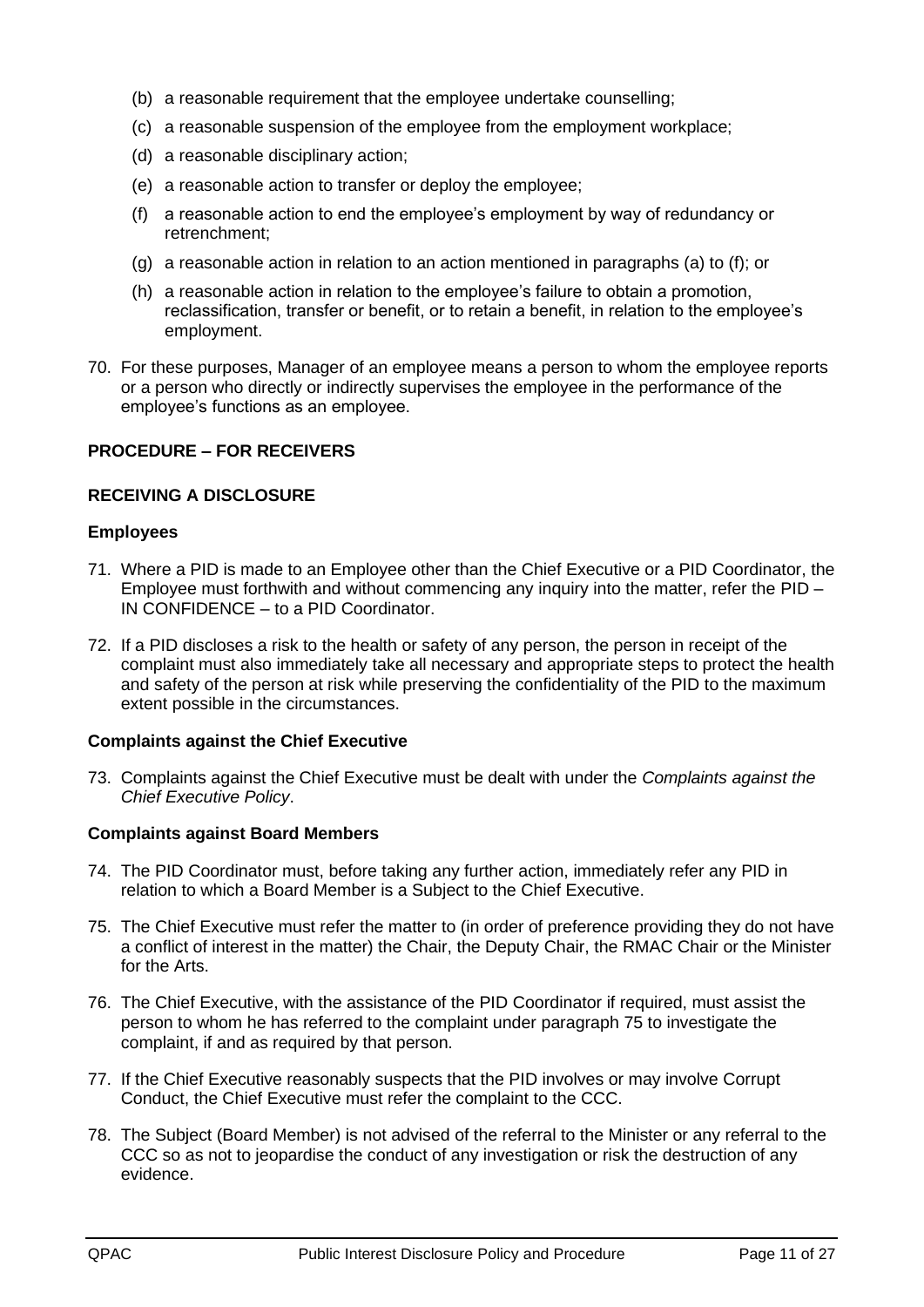(b) a reasonable requirement that the employee undertake counselling;

(c) a reasonable suspension of the employee from the employment workplace;

(d) a reasonable disciplinary action;

(e) a reasonable action to transfer or deploy the employee;

(f) a reasonable action to end the employee's employment by way of redundancy or retrenchment;

(g) a reasonable action in relation to an action mentioned in paragraphs (a) to (f); or

(h) a reasonable action in relation to the employee's failure to obtain a promotion, reclassification, transfer or benefit, or to retain a benefit, in relation to the employee's employment.

70. For these purposes, Manager of an employee means a person to whom the employee reports or a person who directly or indirectly supervises the employee in the performance of the employee's functions as an employee.

## PROCEDURE – FOR RECEIVERS

## RECEIVING A DISCLOSURE

### Employees

71. Where a PID is made to an Employee other than the Chief Executive or a PID Coordinator, the Employee must forthwith and without commencing any inquiry into the matter, refer the PID – IN CONFIDENCE – to a PID Coordinator.

72. If a PID discloses a risk to the health or safety of any person, the person in receipt of the complaint must also immediately take all necessary and appropriate steps to protect the health and safety of the person at risk while preserving the confidentiality of the PID to the maximum extent possible in the circumstances.

### Complaints against the Chief Executive

73. Complaints against the Chief Executive must be dealt with under the *Complaints against the Chief Executive Policy*.

### Complaints against Board Members

74. The PID Coordinator must, before taking any further action, immediately refer any PID in relation to which a Board Member is a Subject to the Chief Executive.

75. The Chief Executive must refer the matter to (in order of preference providing they do not have a conflict of interest in the matter) the Chair, the Deputy Chair, the RMAC Chair or the Minister for the Arts.

76. The Chief Executive, with the assistance of the PID Coordinator if required, must assist the person to whom he has referred to the complaint under paragraph 75 to investigate the complaint, if and as required by that person.

77. If the Chief Executive reasonably suspects that the PID involves or may involve Corrupt Conduct, the Chief Executive must refer the complaint to the CCC.

78. The Subject (Board Member) is not advised of the referral to the Minister or any referral to the CCC so as not to jeopardise the conduct of any investigation or risk the destruction of any evidence.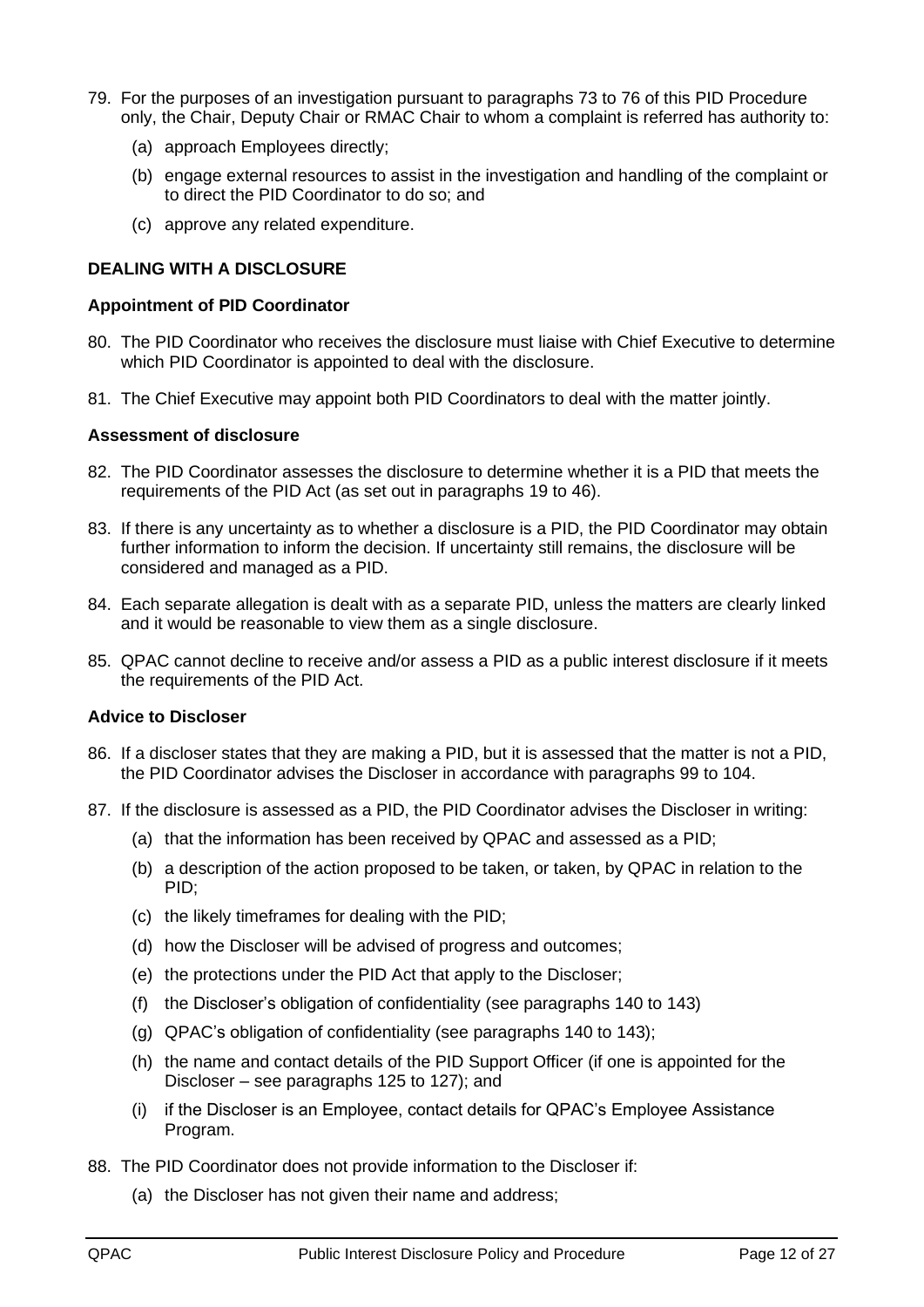79. For the purposes of an investigation pursuant to paragraphs 73 to 76 of this PID Procedure only, the Chair, Deputy Chair or RMAC Chair to whom a complaint is referred has authority to:
    (a) approach Employees directly;
    (b) engage external resources to assist in the investigation and handling of the complaint or to direct the PID Coordinator to do so; and
    (c) approve any related expenditure.

**DEALING WITH A DISCLOSURE**

**Appointment of PID Coordinator**

80. The PID Coordinator who receives the disclosure must liaise with Chief Executive to determine which PID Coordinator is appointed to deal with the disclosure.
81. The Chief Executive may appoint both PID Coordinators to deal with the matter jointly.

**Assessment of disclosure**

82. The PID Coordinator assesses the disclosure to determine whether it is a PID that meets the requirements of the PID Act (as set out in paragraphs 19 to 46).
83. If there is any uncertainty as to whether a disclosure is a PID, the PID Coordinator may obtain further information to inform the decision. If uncertainty still remains, the disclosure will be considered and managed as a PID.
84. Each separate allegation is dealt with as a separate PID, unless the matters are clearly linked and it would be reasonable to view them as a single disclosure.
85. QPAC cannot decline to receive and/or assess a PID as a public interest disclosure if it meets the requirements of the PID Act.

**Advice to Discloser**

86. If a discloser states that they are making a PID, but it is assessed that the matter is not a PID, the PID Coordinator advises the Discloser in accordance with paragraphs 99 to 104.
87. If the disclosure is assessed as a PID, the PID Coordinator advises the Discloser in writing:
    (a) that the information has been received by QPAC and assessed as a PID;
    (b) a description of the action proposed to be taken, or taken, by QPAC in relation to the PID;
    (c) the likely timeframes for dealing with the PID;
    (d) how the Discloser will be advised of progress and outcomes;
    (e) the protections under the PID Act that apply to the Discloser;
    (f) the Discloser's obligation of confidentiality (see paragraphs 140 to 143)
    (g) QPAC's obligation of confidentiality (see paragraphs 140 to 143);
    (h) the name and contact details of the PID Support Officer (if one is appointed for the Discloser – see paragraphs 125 to 127); and
    (i) if the Discloser is an Employee, contact details for QPAC's Employee Assistance Program.
88. The PID Coordinator does not provide information to the Discloser if:
    (a) the Discloser has not given their name and address;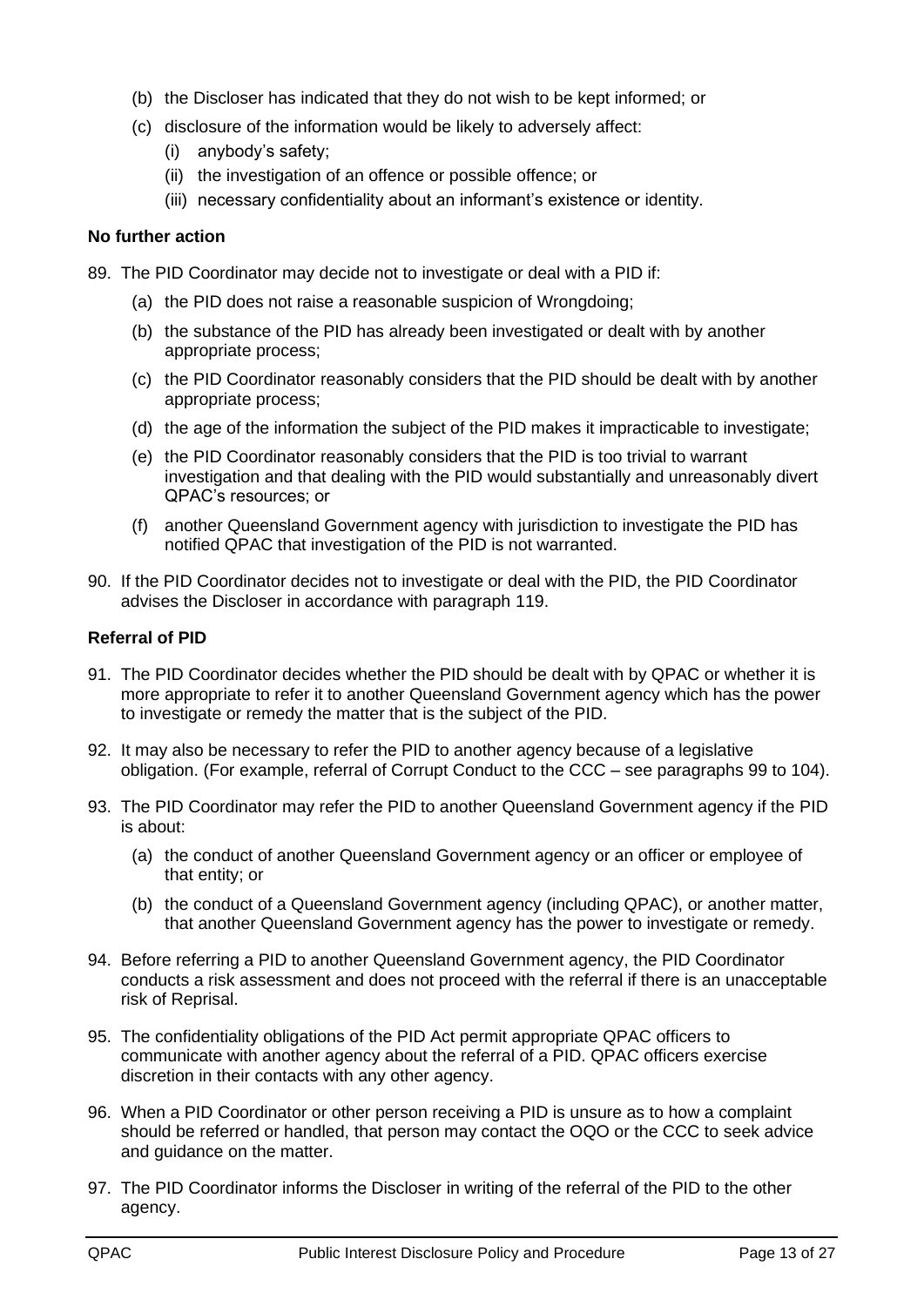(b) the Discloser has indicated that they do not wish to be kept informed; or

(c) disclosure of the information would be likely to adversely affect:

   (i) anybody's safety;

   (ii) the investigation of an offence or possible offence; or

   (iii) necessary confidentiality about an informant's existence or identity.

**No further action**

89. The PID Coordinator may decide not to investigate or deal with a PID if:

   (a) the PID does not raise a reasonable suspicion of Wrongdoing;

   (b) the substance of the PID has already been investigated or dealt with by another appropriate process;

   (c) the PID Coordinator reasonably considers that the PID should be dealt with by another appropriate process;

   (d) the age of the information the subject of the PID makes it impracticable to investigate;

   (e) the PID Coordinator reasonably considers that the PID is too trivial to warrant investigation and that dealing with the PID would substantially and unreasonably divert QPAC's resources; or

   (f) another Queensland Government agency with jurisdiction to investigate the PID has notified QPAC that investigation of the PID is not warranted.

90. If the PID Coordinator decides not to investigate or deal with the PID, the PID Coordinator advises the Discloser in accordance with paragraph 119.

**Referral of PID**

91. The PID Coordinator decides whether the PID should be dealt with by QPAC or whether it is more appropriate to refer it to another Queensland Government agency which has the power to investigate or remedy the matter that is the subject of the PID.

92. It may also be necessary to refer the PID to another agency because of a legislative obligation. (For example, referral of Corrupt Conduct to the CCC – see paragraphs 99 to 104).

93. The PID Coordinator may refer the PID to another Queensland Government agency if the PID is about:

   (a) the conduct of another Queensland Government agency or an officer or employee of that entity; or

   (b) the conduct of a Queensland Government agency (including QPAC), or another matter, that another Queensland Government agency has the power to investigate or remedy.

94. Before referring a PID to another Queensland Government agency, the PID Coordinator conducts a risk assessment and does not proceed with the referral if there is an unacceptable risk of Reprisal.

95. The confidentiality obligations of the PID Act permit appropriate QPAC officers to communicate with another agency about the referral of a PID. QPAC officers exercise discretion in their contacts with any other agency.

96. When a PID Coordinator or other person receiving a PID is unsure as to how a complaint should be referred or handled, that person may contact the OQO or the CCC to seek advice and guidance on the matter.

97. The PID Coordinator informs the Discloser in writing of the referral of the PID to the other agency.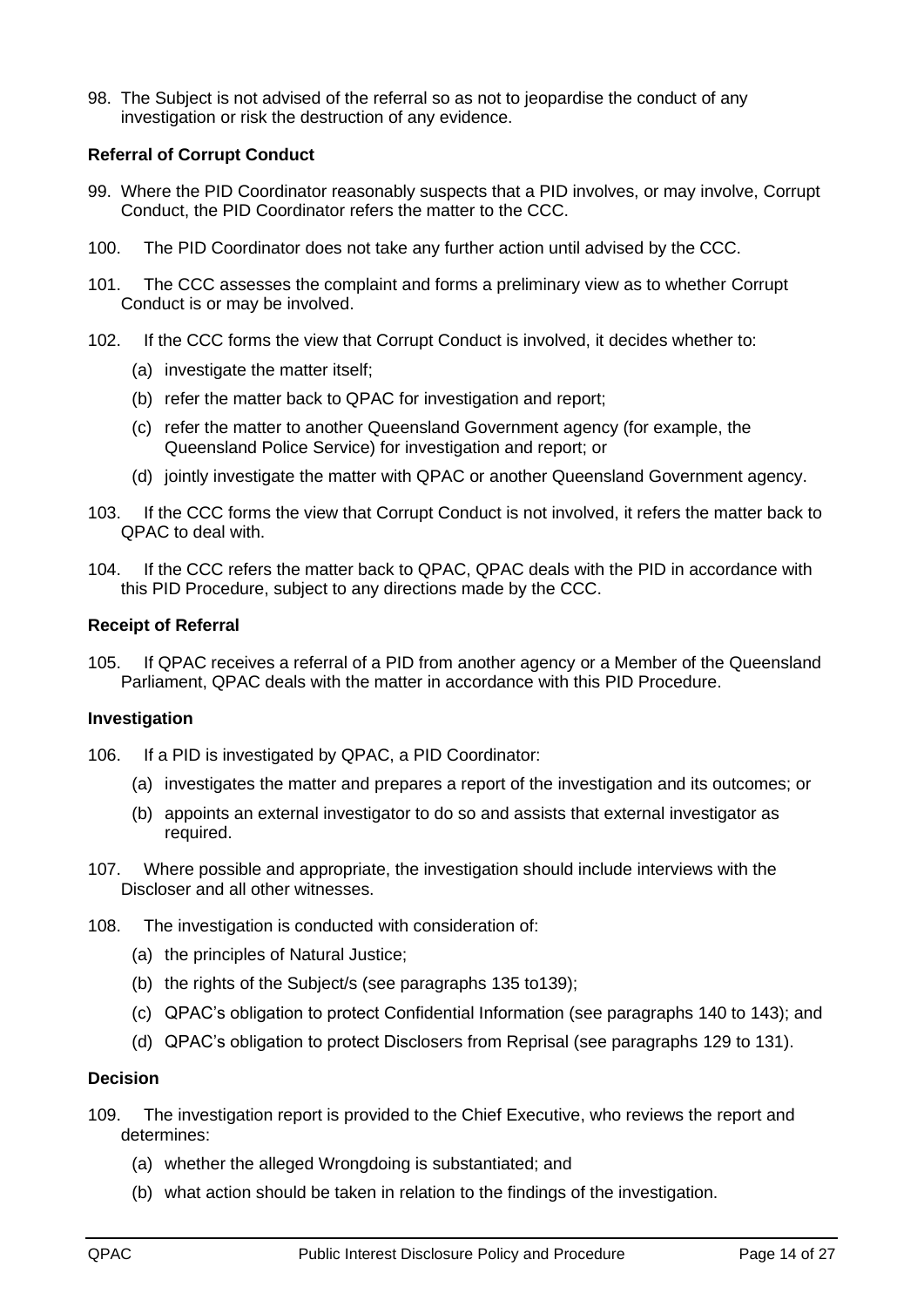98. The Subject is not advised of the referral so as not to jeopardise the conduct of any investigation or risk the destruction of any evidence.

**Referral of Corrupt Conduct**

99. Where the PID Coordinator reasonably suspects that a PID involves, or may involve, Corrupt Conduct, the PID Coordinator refers the matter to the CCC.

100. The PID Coordinator does not take any further action until advised by the CCC.

101. The CCC assesses the complaint and forms a preliminary view as to whether Corrupt Conduct is or may be involved.

102. If the CCC forms the view that Corrupt Conduct is involved, it decides whether to:

   (a) investigate the matter itself;

   (b) refer the matter back to QPAC for investigation and report;

   (c) refer the matter to another Queensland Government agency (for example, the Queensland Police Service) for investigation and report; or

   (d) jointly investigate the matter with QPAC or another Queensland Government agency.

103. If the CCC forms the view that Corrupt Conduct is not involved, it refers the matter back to QPAC to deal with.

104. If the CCC refers the matter back to QPAC, QPAC deals with the PID in accordance with this PID Procedure, subject to any directions made by the CCC.

**Receipt of Referral**

105. If QPAC receives a referral of a PID from another agency or a Member of the Queensland Parliament, QPAC deals with the matter in accordance with this PID Procedure.

**Investigation**

106. If a PID is investigated by QPAC, a PID Coordinator:

   (a) investigates the matter and prepares a report of the investigation and its outcomes; or

   (b) appoints an external investigator to do so and assists that external investigator as required.

107. Where possible and appropriate, the investigation should include interviews with the Discloser and all other witnesses.

108. The investigation is conducted with consideration of:

   (a) the principles of Natural Justice;

   (b) the rights of the Subject/s (see paragraphs 135 to139);

   (c) QPAC's obligation to protect Confidential Information (see paragraphs 140 to 143); and

   (d) QPAC's obligation to protect Disclosers from Reprisal (see paragraphs 129 to 131).

**Decision**

109. The investigation report is provided to the Chief Executive, who reviews the report and determines:

   (a) whether the alleged Wrongdoing is substantiated; and

   (b) what action should be taken in relation to the findings of the investigation.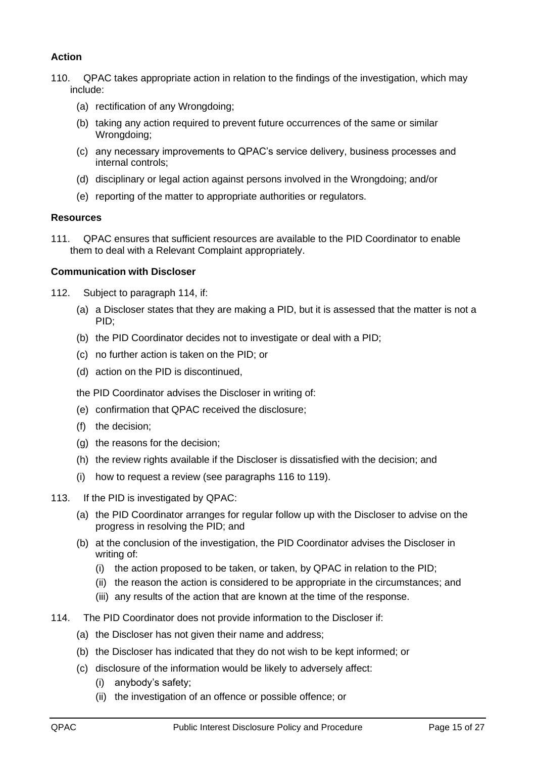### Action

110. QPAC takes appropriate action in relation to the findings of the investigation, which may include:

    (a) rectification of any Wrongdoing;

    (b) taking any action required to prevent future occurrences of the same or similar Wrongdoing;

    (c) any necessary improvements to QPAC's service delivery, business processes and internal controls;

    (d) disciplinary or legal action against persons involved in the Wrongdoing; and/or

    (e) reporting of the matter to appropriate authorities or regulators.

### Resources

111. QPAC ensures that sufficient resources are available to the PID Coordinator to enable them to deal with a Relevant Complaint appropriately.

### Communication with Discloser

112. Subject to paragraph 114, if:

    (a) a Discloser states that they are making a PID, but it is assessed that the matter is not a PID;

    (b) the PID Coordinator decides not to investigate or deal with a PID;

    (c) no further action is taken on the PID; or

    (d) action on the PID is discontinued,

    the PID Coordinator advises the Discloser in writing of:

    (e) confirmation that QPAC received the disclosure;

    (f) the decision;

    (g) the reasons for the decision;

    (h) the review rights available if the Discloser is dissatisfied with the decision; and

    (i) how to request a review (see paragraphs 116 to 119).

113. If the PID is investigated by QPAC:

    (a) the PID Coordinator arranges for regular follow up with the Discloser to advise on the progress in resolving the PID; and

    (b) at the conclusion of the investigation, the PID Coordinator advises the Discloser in writing of:

        (i) the action proposed to be taken, or taken, by QPAC in relation to the PID;

        (ii) the reason the action is considered to be appropriate in the circumstances; and

        (iii) any results of the action that are known at the time of the response.

114. The PID Coordinator does not provide information to the Discloser if:

    (a) the Discloser has not given their name and address;

    (b) the Discloser has indicated that they do not wish to be kept informed; or

    (c) disclosure of the information would be likely to adversely affect:

        (i) anybody's safety;

        (ii) the investigation of an offence or possible offence; or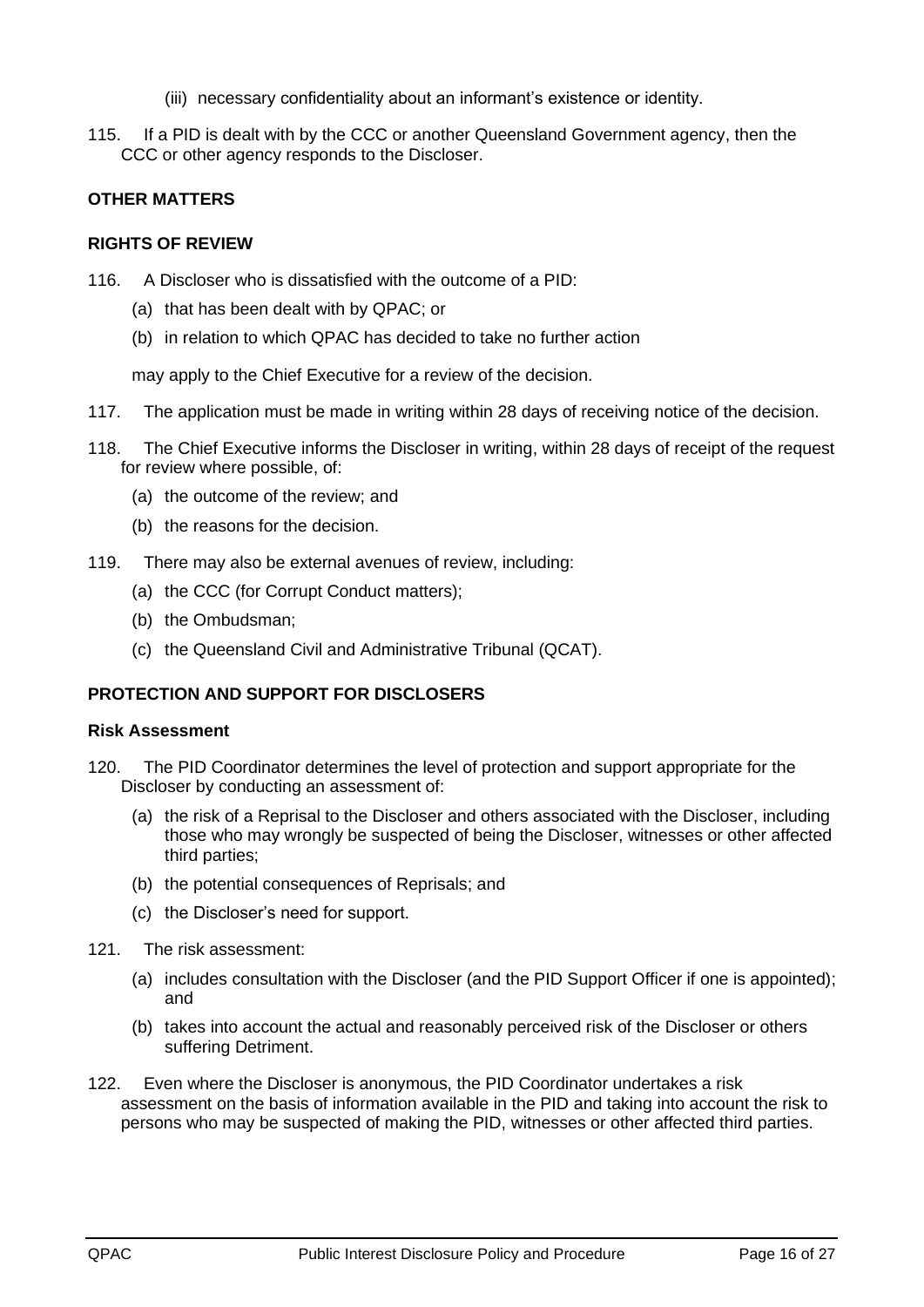(iii) necessary confidentiality about an informant's existence or identity.

115. If a PID is dealt with by the CCC or another Queensland Government agency, then the CCC or other agency responds to the Discloser.

## OTHER MATTERS

### RIGHTS OF REVIEW

116. A Discloser who is dissatisfied with the outcome of a PID:

(a) that has been dealt with by QPAC; or

(b) in relation to which QPAC has decided to take no further action

may apply to the Chief Executive for a review of the decision.

117. The application must be made in writing within 28 days of receiving notice of the decision.

118. The Chief Executive informs the Discloser in writing, within 28 days of receipt of the request for review where possible, of:

(a) the outcome of the review; and

(b) the reasons for the decision.

119. There may also be external avenues of review, including:

(a) the CCC (for Corrupt Conduct matters);

(b) the Ombudsman;

(c) the Queensland Civil and Administrative Tribunal (QCAT).

### PROTECTION AND SUPPORT FOR DISCLOSERS

#### Risk Assessment

120. The PID Coordinator determines the level of protection and support appropriate for the Discloser by conducting an assessment of:

(a) the risk of a Reprisal to the Discloser and others associated with the Discloser, including those who may wrongly be suspected of being the Discloser, witnesses or other affected third parties;

(b) the potential consequences of Reprisals; and

(c) the Discloser's need for support.

121. The risk assessment:

(a) includes consultation with the Discloser (and the PID Support Officer if one is appointed); and

(b) takes into account the actual and reasonably perceived risk of the Discloser or others suffering Detriment.

122. Even where the Discloser is anonymous, the PID Coordinator undertakes a risk assessment on the basis of information available in the PID and taking into account the risk to persons who may be suspected of making the PID, witnesses or other affected third parties.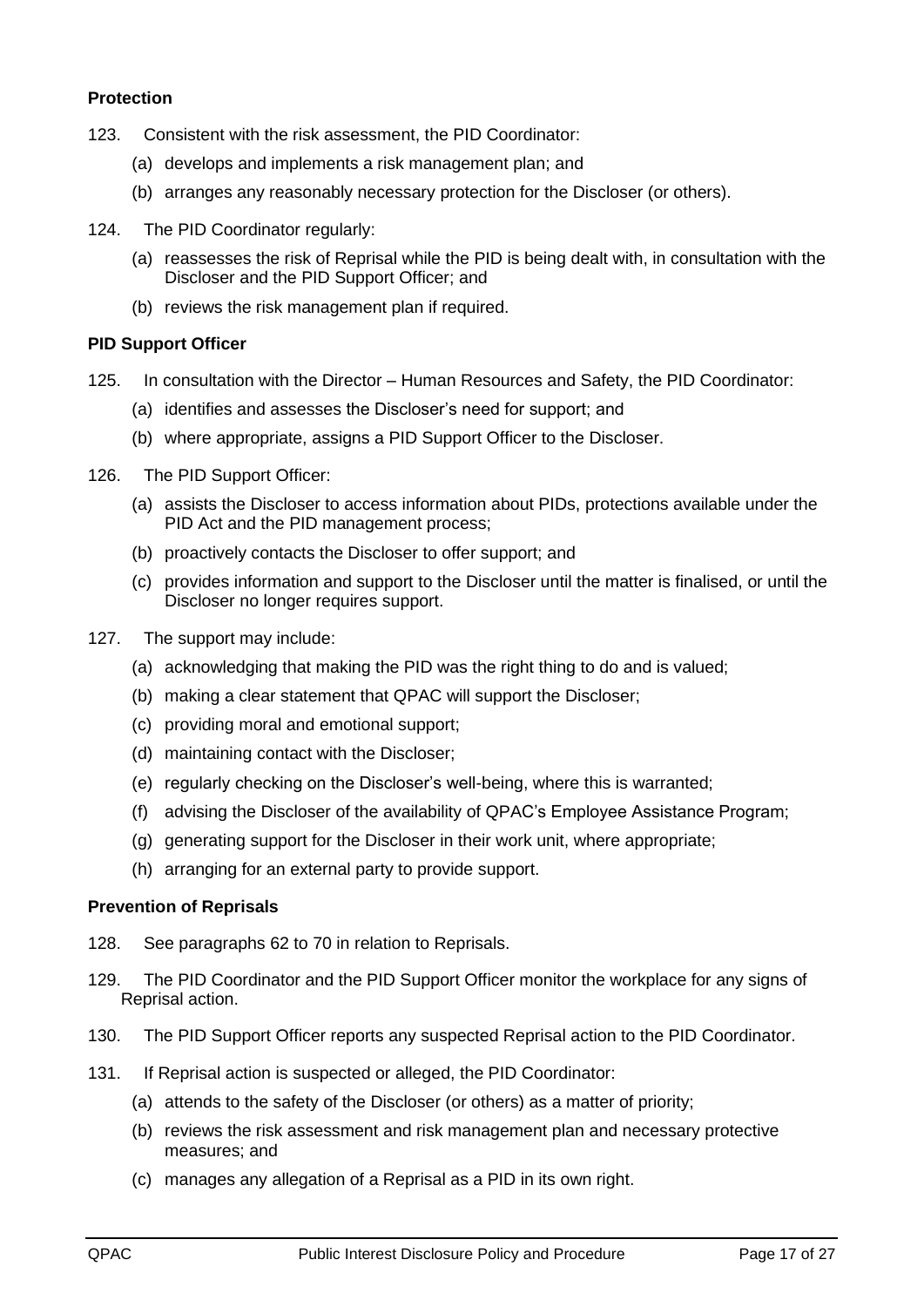**Protection**

123. Consistent with the risk assessment, the PID Coordinator:

   (a) develops and implements a risk management plan; and

   (b) arranges any reasonably necessary protection for the Discloser (or others).

124. The PID Coordinator regularly:

   (a) reassesses the risk of Reprisal while the PID is being dealt with, in consultation with the Discloser and the PID Support Officer; and

   (b) reviews the risk management plan if required.

**PID Support Officer**

125. In consultation with the Director – Human Resources and Safety, the PID Coordinator:

   (a) identifies and assesses the Discloser's need for support; and

   (b) where appropriate, assigns a PID Support Officer to the Discloser.

126. The PID Support Officer:

   (a) assists the Discloser to access information about PIDs, protections available under the PID Act and the PID management process;

   (b) proactively contacts the Discloser to offer support; and

   (c) provides information and support to the Discloser until the matter is finalised, or until the Discloser no longer requires support.

127. The support may include:

   (a) acknowledging that making the PID was the right thing to do and is valued;

   (b) making a clear statement that QPAC will support the Discloser;

   (c) providing moral and emotional support;

   (d) maintaining contact with the Discloser;

   (e) regularly checking on the Discloser's well-being, where this is warranted;

   (f) advising the Discloser of the availability of QPAC's Employee Assistance Program;

   (g) generating support for the Discloser in their work unit, where appropriate;

   (h) arranging for an external party to provide support.

**Prevention of Reprisals**

128. See paragraphs 62 to 70 in relation to Reprisals.

129. The PID Coordinator and the PID Support Officer monitor the workplace for any signs of Reprisal action.

130. The PID Support Officer reports any suspected Reprisal action to the PID Coordinator.

131. If Reprisal action is suspected or alleged, the PID Coordinator:

   (a) attends to the safety of the Discloser (or others) as a matter of priority;

   (b) reviews the risk assessment and risk management plan and necessary protective measures; and

   (c) manages any allegation of a Reprisal as a PID in its own right.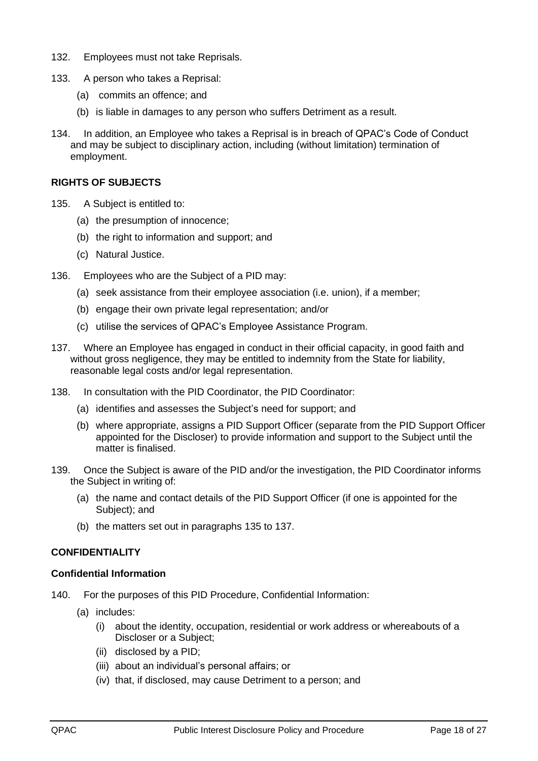132. Employees must not take Reprisals.

133. A person who takes a Reprisal:

  (a) commits an offence; and

  (b) is liable in damages to any person who suffers Detriment as a result.

134. In addition, an Employee who takes a Reprisal is in breach of QPAC's Code of Conduct and may be subject to disciplinary action, including (without limitation) termination of employment.

## RIGHTS OF SUBJECTS

135. A Subject is entitled to:

  (a) the presumption of innocence;

  (b) the right to information and support; and

  (c) Natural Justice.

136. Employees who are the Subject of a PID may:

  (a) seek assistance from their employee association (i.e. union), if a member;

  (b) engage their own private legal representation; and/or

  (c) utilise the services of QPAC's Employee Assistance Program.

137. Where an Employee has engaged in conduct in their official capacity, in good faith and without gross negligence, they may be entitled to indemnity from the State for liability, reasonable legal costs and/or legal representation.

138. In consultation with the PID Coordinator, the PID Coordinator:

  (a) identifies and assesses the Subject's need for support; and

  (b) where appropriate, assigns a PID Support Officer (separate from the PID Support Officer appointed for the Discloser) to provide information and support to the Subject until the matter is finalised.

139. Once the Subject is aware of the PID and/or the investigation, the PID Coordinator informs the Subject in writing of:

  (a) the name and contact details of the PID Support Officer (if one is appointed for the Subject); and

  (b) the matters set out in paragraphs 135 to 137.

## CONFIDENTIALITY

### Confidential Information

140. For the purposes of this PID Procedure, Confidential Information:

  (a) includes:

    (i) about the identity, occupation, residential or work address or whereabouts of a Discloser or a Subject;

    (ii) disclosed by a PID;

    (iii) about an individual's personal affairs; or

    (iv) that, if disclosed, may cause Detriment to a person; and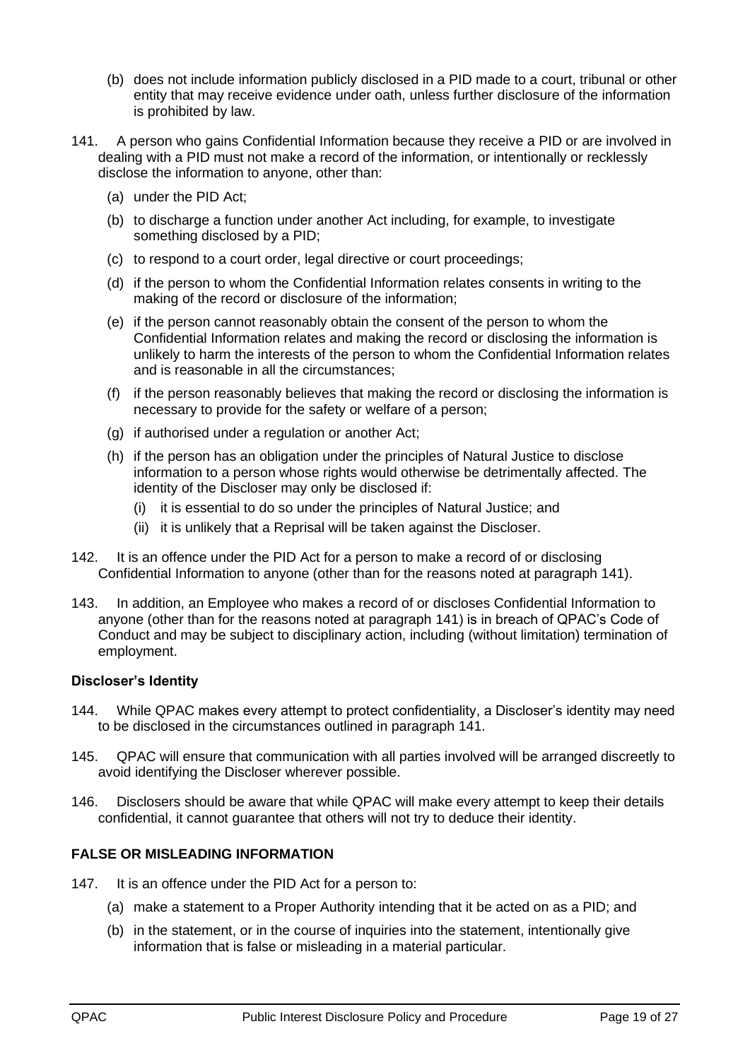(b) does not include information publicly disclosed in a PID made to a court, tribunal or other entity that may receive evidence under oath, unless further disclosure of the information is prohibited by law.

141. A person who gains Confidential Information because they receive a PID or are involved in dealing with a PID must not make a record of the information, or intentionally or recklessly disclose the information to anyone, other than:

(a) under the PID Act;

(b) to discharge a function under another Act including, for example, to investigate something disclosed by a PID;

(c) to respond to a court order, legal directive or court proceedings;

(d) if the person to whom the Confidential Information relates consents in writing to the making of the record or disclosure of the information;

(e) if the person cannot reasonably obtain the consent of the person to whom the Confidential Information relates and making the record or disclosing the information is unlikely to harm the interests of the person to whom the Confidential Information relates and is reasonable in all the circumstances;

(f) if the person reasonably believes that making the record or disclosing the information is necessary to provide for the safety or welfare of a person;

(g) if authorised under a regulation or another Act;

(h) if the person has an obligation under the principles of Natural Justice to disclose information to a person whose rights would otherwise be detrimentally affected. The identity of the Discloser may only be disclosed if:

(i) it is essential to do so under the principles of Natural Justice; and

(ii) it is unlikely that a Reprisal will be taken against the Discloser.

142. It is an offence under the PID Act for a person to make a record of or disclosing Confidential Information to anyone (other than for the reasons noted at paragraph 141).

143. In addition, an Employee who makes a record of or discloses Confidential Information to anyone (other than for the reasons noted at paragraph 141) is in breach of QPAC's Code of Conduct and may be subject to disciplinary action, including (without limitation) termination of employment.

### Discloser's Identity

144. While QPAC makes every attempt to protect confidentiality, a Discloser's identity may need to be disclosed in the circumstances outlined in paragraph 141.

145. QPAC will ensure that communication with all parties involved will be arranged discreetly to avoid identifying the Discloser wherever possible.

146. Disclosers should be aware that while QPAC will make every attempt to keep their details confidential, it cannot guarantee that others will not try to deduce their identity.

## FALSE OR MISLEADING INFORMATION

147. It is an offence under the PID Act for a person to:

(a) make a statement to a Proper Authority intending that it be acted on as a PID; and

(b) in the statement, or in the course of inquiries into the statement, intentionally give information that is false or misleading in a material particular.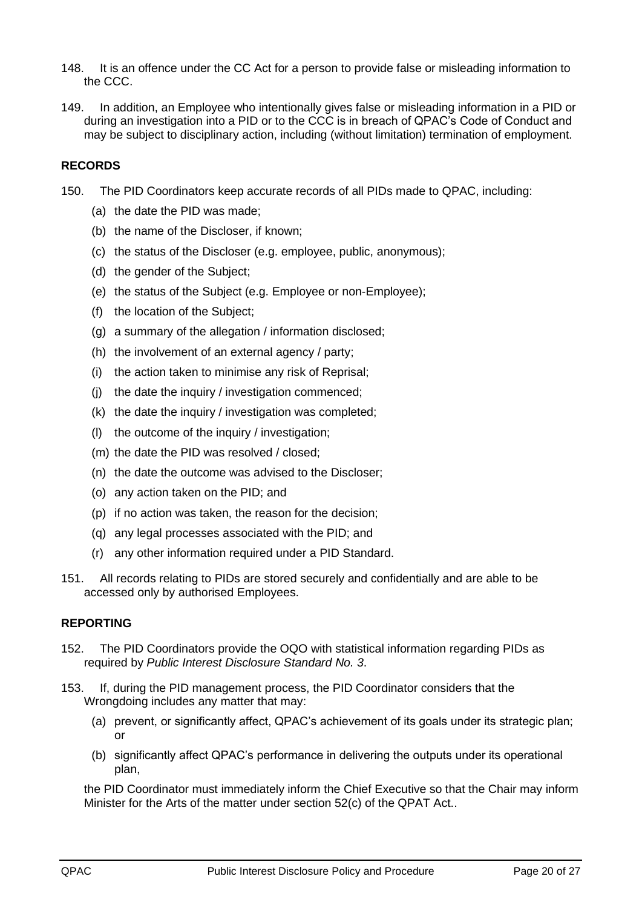148. It is an offence under the CC Act for a person to provide false or misleading information to the CCC.

149. In addition, an Employee who intentionally gives false or misleading information in a PID or during an investigation into a PID or to the CCC is in breach of QPAC's Code of Conduct and may be subject to disciplinary action, including (without limitation) termination of employment.

## RECORDS

150. The PID Coordinators keep accurate records of all PIDs made to QPAC, including:

   (a) the date the PID was made;

   (b) the name of the Discloser, if known;

   (c) the status of the Discloser (e.g. employee, public, anonymous);

   (d) the gender of the Subject;

   (e) the status of the Subject (e.g. Employee or non-Employee);

   (f) the location of the Subject;

   (g) a summary of the allegation / information disclosed;

   (h) the involvement of an external agency / party;

   (i) the action taken to minimise any risk of Reprisal;

   (j) the date the inquiry / investigation commenced;

   (k) the date the inquiry / investigation was completed;

   (l) the outcome of the inquiry / investigation;

   (m) the date the PID was resolved / closed;

   (n) the date the outcome was advised to the Discloser;

   (o) any action taken on the PID; and

   (p) if no action was taken, the reason for the decision;

   (q) any legal processes associated with the PID; and

   (r) any other information required under a PID Standard.

151. All records relating to PIDs are stored securely and confidentially and are able to be accessed only by authorised Employees.

## REPORTING

152. The PID Coordinators provide the OQO with statistical information regarding PIDs as required by *Public Interest Disclosure Standard No. 3*.

153. If, during the PID management process, the PID Coordinator considers that the Wrongdoing includes any matter that may:

   (a) prevent, or significantly affect, QPAC's achievement of its goals under its strategic plan; or

   (b) significantly affect QPAC's performance in delivering the outputs under its operational plan,

   the PID Coordinator must immediately inform the Chief Executive so that the Chair may inform Minister for the Arts of the matter under section 52(c) of the QPAT Act..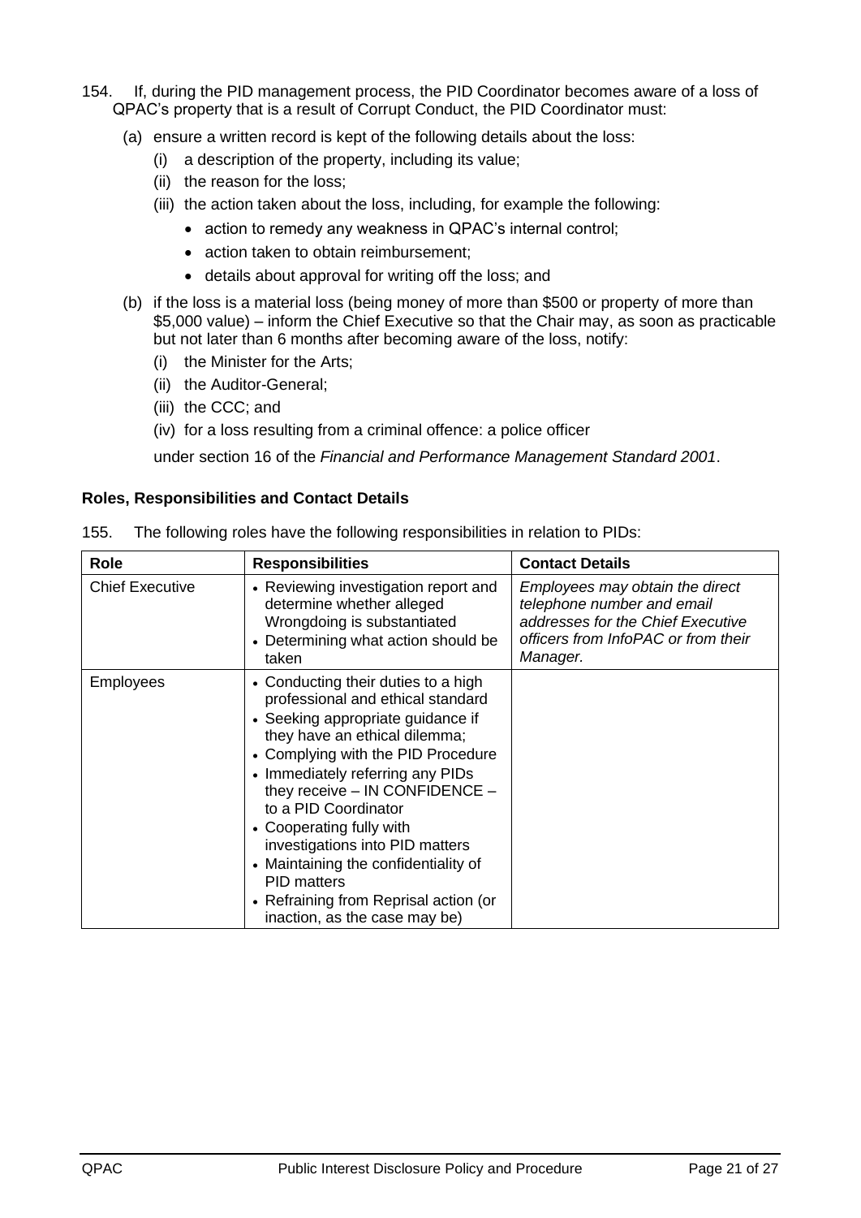154. If, during the PID management process, the PID Coordinator becomes aware of a loss of QPAC's property that is a result of Corrupt Conduct, the PID Coordinator must:

(a) ensure a written record is kept of the following details about the loss:

(i) a description of the property, including its value;

(ii) the reason for the loss;

(iii) the action taken about the loss, including, for example the following:

- action to remedy any weakness in QPAC's internal control;
- action taken to obtain reimbursement;
- details about approval for writing off the loss; and

(b) if the loss is a material loss (being money of more than \$500 or property of more than \$5,000 value) – inform the Chief Executive so that the Chair may, as soon as practicable but not later than 6 months after becoming aware of the loss, notify:

(i) the Minister for the Arts;

(ii) the Auditor-General;

(iii) the CCC; and

(iv) for a loss resulting from a criminal offence: a police officer

under section 16 of the *Financial and Performance Management Standard 2001*.

**Roles, Responsibilities and Contact Details**

155. The following roles have the following responsibilities in relation to PIDs:

| Role | Responsibilities | Contact Details |
|---|---|---|
| Chief Executive | • Reviewing investigation report and determine whether alleged Wrongdoing is substantiated<br>• Determining what action should be taken | *Employees may obtain the direct telephone number and email addresses for the Chief Executive officers from InfoPAC or from their Manager.* |
| Employees | • Conducting their duties to a high professional and ethical standard<br>• Seeking appropriate guidance if they have an ethical dilemma;<br>• Complying with the PID Procedure<br>• Immediately referring any PIDs they receive – IN CONFIDENCE – to a PID Coordinator<br>• Cooperating fully with investigations into PID matters<br>• Maintaining the confidentiality of PID matters<br>• Refraining from Reprisal action (or inaction, as the case may be) | |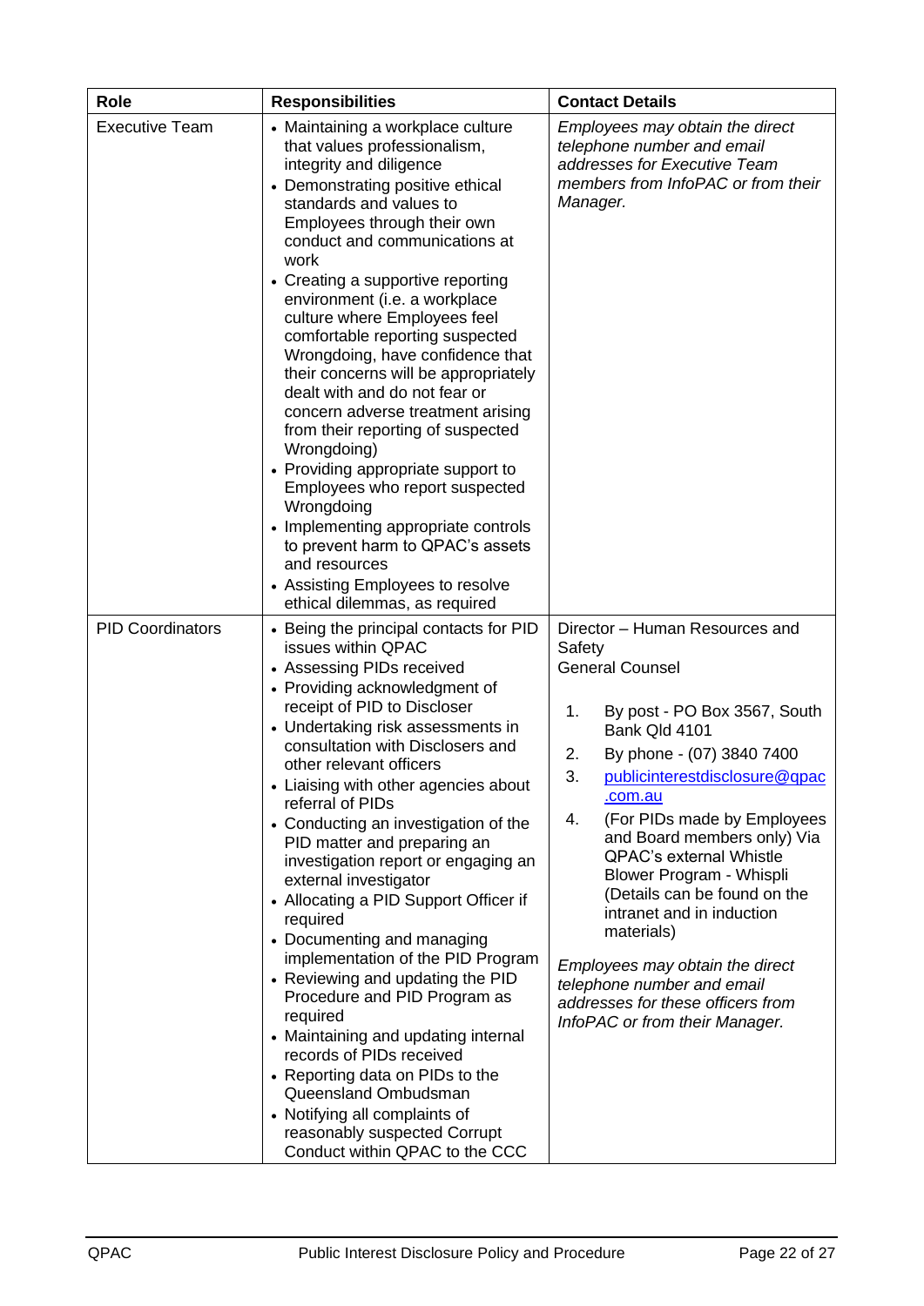| Role | Responsibilities | Contact Details |
|---|---|---|
| Executive Team | • Maintaining a workplace culture that values professionalism, integrity and diligence<br>• Demonstrating positive ethical standards and values to Employees through their own conduct and communications at work<br>• Creating a supportive reporting environment (i.e. a workplace culture where Employees feel comfortable reporting suspected Wrongdoing, have confidence that their concerns will be appropriately dealt with and do not fear or concern adverse treatment arising from their reporting of suspected Wrongdoing)<br>• Providing appropriate support to Employees who report suspected Wrongdoing<br>• Implementing appropriate controls to prevent harm to QPAC's assets and resources<br>• Assisting Employees to resolve ethical dilemmas, as required | *Employees may obtain the direct telephone number and email addresses for Executive Team members from InfoPAC or from their Manager.* |
| PID Coordinators | • Being the principal contacts for PID issues within QPAC<br>• Assessing PIDs received<br>• Providing acknowledgment of receipt of PID to Discloser<br>• Undertaking risk assessments in consultation with Disclosers and other relevant officers<br>• Liaising with other agencies about referral of PIDs<br>• Conducting an investigation of the PID matter and preparing an investigation report or engaging an external investigator<br>• Allocating a PID Support Officer if required<br>• Documenting and managing implementation of the PID Program<br>• Reviewing and updating the PID Procedure and PID Program as required<br>• Maintaining and updating internal records of PIDs received<br>• Reporting data on PIDs to the Queensland Ombudsman<br>• Notifying all complaints of reasonably suspected Corrupt Conduct within QPAC to the CCC | Director – Human Resources and Safety<br>General Counsel<br><br>1. By post - PO Box 3567, South Bank Qld 4101<br>2. By phone - (07) 3840 7400<br>3. publicinterestdisclosure@qpac.com.au<br>4. (For PIDs made by Employees and Board members only) Via QPAC's external Whistle Blower Program - Whispli (Details can be found on the intranet and in induction materials)<br><br>*Employees may obtain the direct telephone number and email addresses for these officers from InfoPAC or from their Manager.* |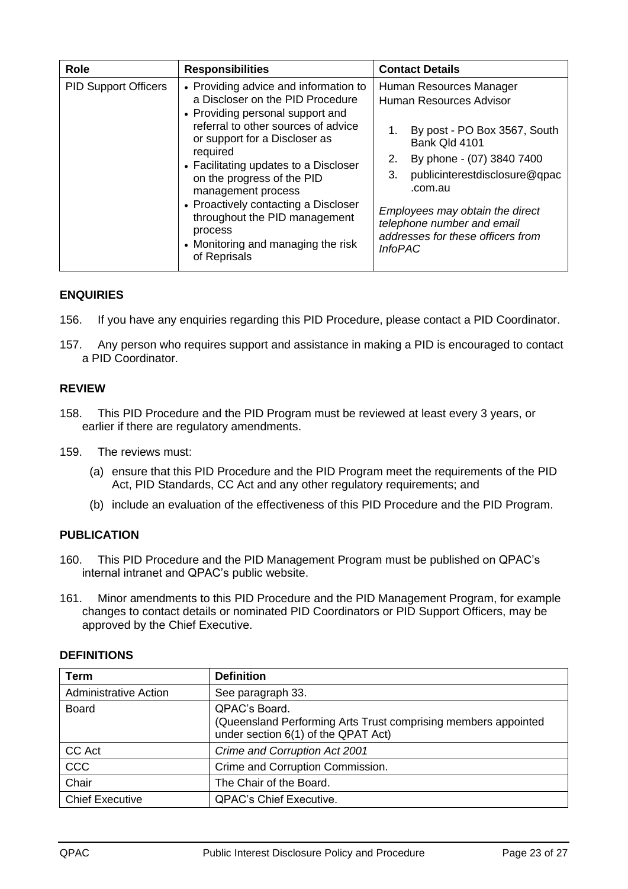| Role | Responsibilities | Contact Details |
| --- | --- | --- |
| PID Support Officers | • Providing advice and information to a Discloser on the PID Procedure<br>• Providing personal support and referral to other sources of advice or support for a Discloser as required<br>• Facilitating updates to a Discloser on the progress of the PID management process<br>• Proactively contacting a Discloser throughout the PID management process<br>• Monitoring and managing the risk of Reprisals | Human Resources Manager<br>Human Resources Advisor<br><br>1. By post - PO Box 3567, South Bank Qld 4101<br>2. By phone - (07) 3840 7400<br>3. publicinterestdisclosure@qpac.com.au<br><br>*Employees may obtain the direct telephone number and email addresses for these officers from InfoPAC* |

## ENQUIRIES

156. If you have any enquiries regarding this PID Procedure, please contact a PID Coordinator.

157. Any person who requires support and assistance in making a PID is encouraged to contact a PID Coordinator.

## REVIEW

158. This PID Procedure and the PID Program must be reviewed at least every 3 years, or earlier if there are regulatory amendments.

159. The reviews must:

(a) ensure that this PID Procedure and the PID Program meet the requirements of the PID Act, PID Standards, CC Act and any other regulatory requirements; and

(b) include an evaluation of the effectiveness of this PID Procedure and the PID Program.

## PUBLICATION

160. This PID Procedure and the PID Management Program must be published on QPAC's internal intranet and QPAC's public website.

161. Minor amendments to this PID Procedure and the PID Management Program, for example changes to contact details or nominated PID Coordinators or PID Support Officers, may be approved by the Chief Executive.

## DEFINITIONS

| Term | Definition |
| --- | --- |
| Administrative Action | See paragraph 33. |
| Board | QPAC's Board.<br>(Queensland Performing Arts Trust comprising members appointed under section 6(1) of the QPAT Act) |
| CC Act | *Crime and Corruption Act 2001* |
| CCC | Crime and Corruption Commission. |
| Chair | The Chair of the Board. |
| Chief Executive | QPAC's Chief Executive. |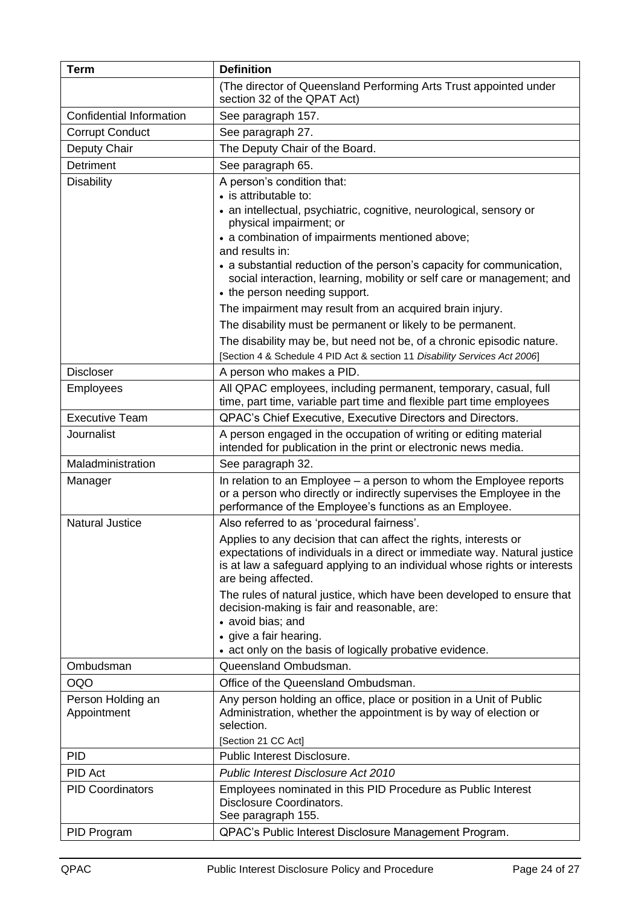| Term | Definition |
| --- | --- |
| | (The director of Queensland Performing Arts Trust appointed under section 32 of the QPAT Act) |
| Confidential Information | See paragraph 157. |
| Corrupt Conduct | See paragraph 27. |
| Deputy Chair | The Deputy Chair of the Board. |
| Detriment | See paragraph 65. |
| Disability | A person's condition that:<br>• is attributable to:<br>• an intellectual, psychiatric, cognitive, neurological, sensory or physical impairment; or<br>• a combination of impairments mentioned above;<br>and results in:<br>• a substantial reduction of the person's capacity for communication, social interaction, learning, mobility or self care or management; and<br>• the person needing support.<br>The impairment may result from an acquired brain injury.<br>The disability must be permanent or likely to be permanent.<br>The disability may be, but need not be, of a chronic episodic nature.<br>[Section 4 & Schedule 4 PID Act & section 11 *Disability Services Act 2006*] |
| Discloser | A person who makes a PID. |
| Employees | All QPAC employees, including permanent, temporary, casual, full time, part time, variable part time and flexible part time employees |
| Executive Team | QPAC's Chief Executive, Executive Directors and Directors. |
| Journalist | A person engaged in the occupation of writing or editing material intended for publication in the print or electronic news media. |
| Maladministration | See paragraph 32. |
| Manager | In relation to an Employee – a person to whom the Employee reports or a person who directly or indirectly supervises the Employee in the performance of the Employee's functions as an Employee. |
| Natural Justice | Also referred to as 'procedural fairness'.<br>Applies to any decision that can affect the rights, interests or expectations of individuals in a direct or immediate way. Natural justice is at law a safeguard applying to an individual whose rights or interests are being affected.<br>The rules of natural justice, which have been developed to ensure that decision-making is fair and reasonable, are:<br>• avoid bias; and<br>• give a fair hearing.<br>• act only on the basis of logically probative evidence. |
| Ombudsman | Queensland Ombudsman. |
| OQO | Office of the Queensland Ombudsman. |
| Person Holding an Appointment | Any person holding an office, place or position in a Unit of Public Administration, whether the appointment is by way of election or selection.<br>[Section 21 CC Act] |
| PID | Public Interest Disclosure. |
| PID Act | *Public Interest Disclosure Act 2010* |
| PID Coordinators | Employees nominated in this PID Procedure as Public Interest Disclosure Coordinators.<br>See paragraph 155. |
| PID Program | QPAC's Public Interest Disclosure Management Program. |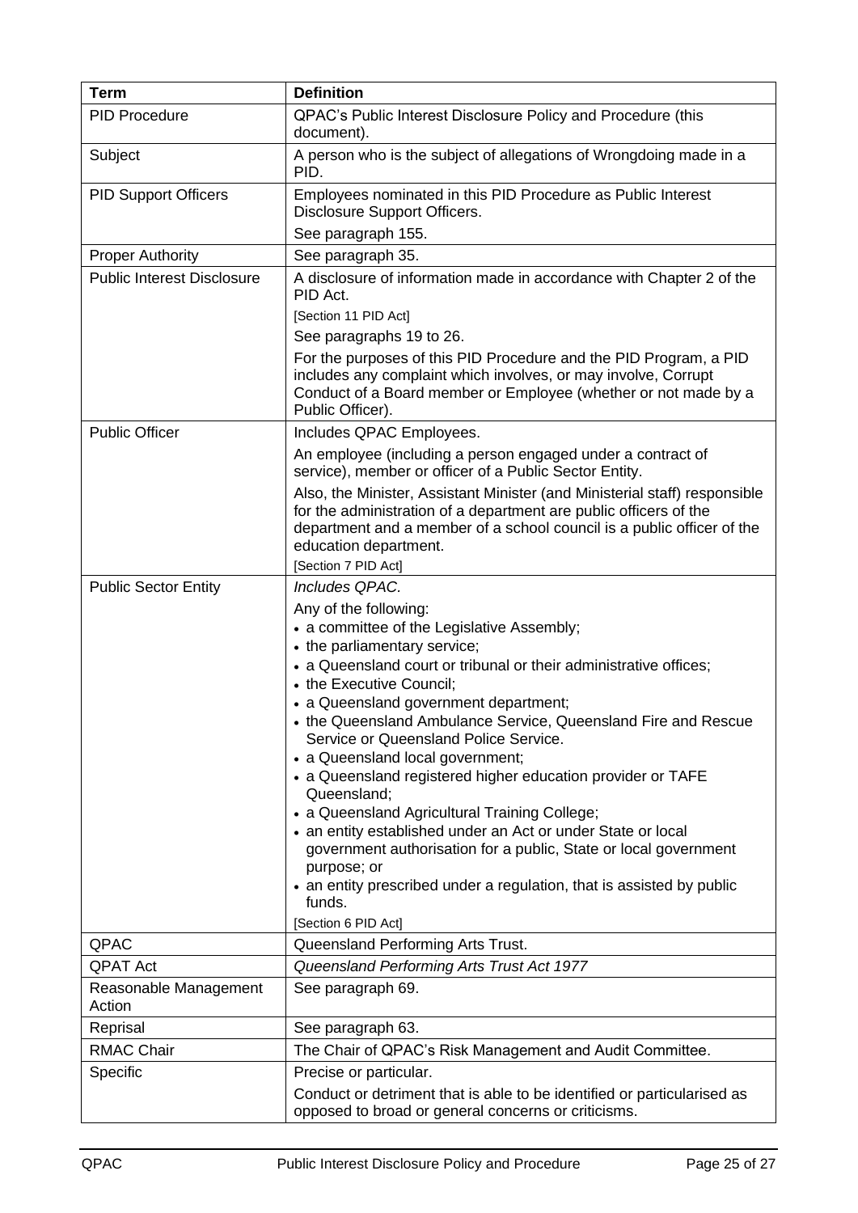| Term | Definition |
| --- | --- |
| PID Procedure | QPAC's Public Interest Disclosure Policy and Procedure (this document). |
| Subject | A person who is the subject of allegations of Wrongdoing made in a PID. |
| PID Support Officers | Employees nominated in this PID Procedure as Public Interest Disclosure Support Officers.<br><br>See paragraph 155. |
| Proper Authority | See paragraph 35. |
| Public Interest Disclosure | A disclosure of information made in accordance with Chapter 2 of the PID Act.<br><br>[Section 11 PID Act]<br><br>See paragraphs 19 to 26.<br><br>For the purposes of this PID Procedure and the PID Program, a PID includes any complaint which involves, or may involve, Corrupt Conduct of a Board member or Employee (whether or not made by a Public Officer). |
| Public Officer | Includes QPAC Employees.<br><br>An employee (including a person engaged under a contract of service), member or officer of a Public Sector Entity.<br><br>Also, the Minister, Assistant Minister (and Ministerial staff) responsible for the administration of a department are public officers of the department and a member of a school council is a public officer of the education department.<br><br>[Section 7 PID Act] |
| Public Sector Entity | *Includes QPAC.*<br><br>Any of the following:<br>• a committee of the Legislative Assembly;<br>• the parliamentary service;<br>• a Queensland court or tribunal or their administrative offices;<br>• the Executive Council;<br>• a Queensland government department;<br>• the Queensland Ambulance Service, Queensland Fire and Rescue Service or Queensland Police Service.<br>• a Queensland local government;<br>• a Queensland registered higher education provider or TAFE Queensland;<br>• a Queensland Agricultural Training College;<br>• an entity established under an Act or under State or local government authorisation for a public, State or local government purpose; or<br>• an entity prescribed under a regulation, that is assisted by public funds.<br><br>[Section 6 PID Act] |
| QPAC | Queensland Performing Arts Trust. |
| QPAT Act | *Queensland Performing Arts Trust Act 1977* |
| Reasonable Management Action | See paragraph 69. |
| Reprisal | See paragraph 63. |
| RMAC Chair | The Chair of QPAC's Risk Management and Audit Committee. |
| Specific | Precise or particular.<br><br>Conduct or detriment that is able to be identified or particularised as opposed to broad or general concerns or criticisms. |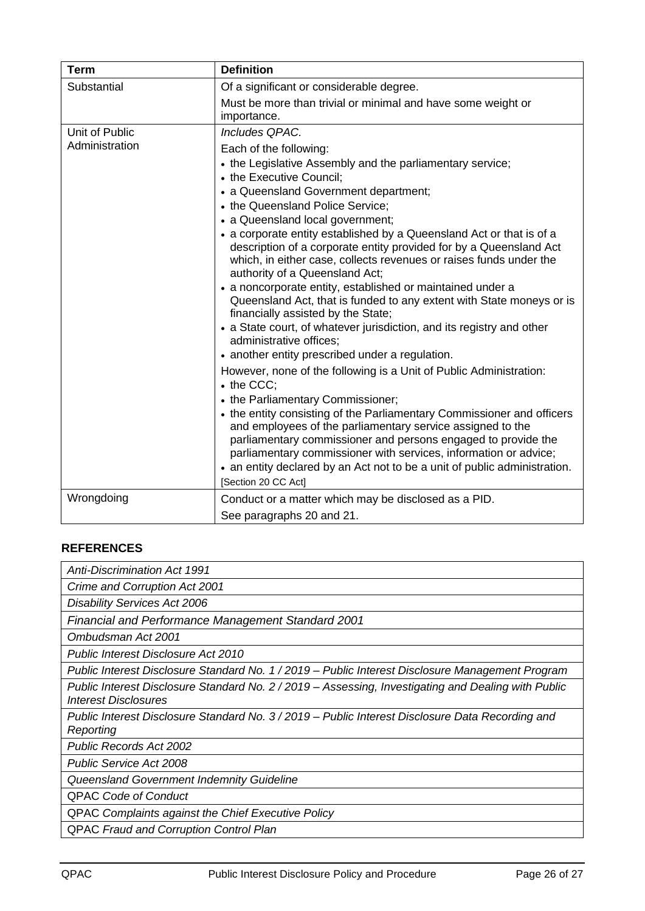| Term | Definition |
|---|---|
| Substantial | Of a significant or considerable degree.<br><br>Must be more than trivial or minimal and have some weight or importance. |
| Unit of Public Administration | *Includes QPAC.*<br><br>Each of the following:<br>• the Legislative Assembly and the parliamentary service;<br>• the Executive Council;<br>• a Queensland Government department;<br>• the Queensland Police Service;<br>• a Queensland local government;<br>• a corporate entity established by a Queensland Act or that is of a description of a corporate entity provided for by a Queensland Act which, in either case, collects revenues or raises funds under the authority of a Queensland Act;<br>• a noncorporate entity, established or maintained under a Queensland Act, that is funded to any extent with State moneys or is financially assisted by the State;<br>• a State court, of whatever jurisdiction, and its registry and other administrative offices;<br>• another entity prescribed under a regulation.<br><br>However, none of the following is a Unit of Public Administration:<br>• the CCC;<br>• the Parliamentary Commissioner;<br>• the entity consisting of the Parliamentary Commissioner and officers and employees of the parliamentary service assigned to the parliamentary commissioner and persons engaged to provide the parliamentary commissioner with services, information or advice;<br>• an entity declared by an Act not to be a unit of public administration.<br><br>[Section 20 CC Act] |
| Wrongdoing | Conduct or a matter which may be disclosed as a PID.<br><br>See paragraphs 20 and 21. |

## REFERENCES

| |
|---|
| *Anti-Discrimination Act 1991* |
| *Crime and Corruption Act 2001* |
| *Disability Services Act 2006* |
| *Financial and Performance Management Standard 2001* |
| *Ombudsman Act 2001* |
| *Public Interest Disclosure Act 2010* |
| *Public Interest Disclosure Standard No. 1 / 2019 – Public Interest Disclosure Management Program* |
| *Public Interest Disclosure Standard No. 2 / 2019 – Assessing, Investigating and Dealing with Public Interest Disclosures* |
| *Public Interest Disclosure Standard No. 3 / 2019 – Public Interest Disclosure Data Recording and Reporting* |
| *Public Records Act 2002* |
| *Public Service Act 2008* |
| *Queensland Government Indemnity Guideline* |
| QPAC *Code of Conduct* |
| QPAC *Complaints against the Chief Executive Policy* |
| QPAC *Fraud and Corruption Control Plan* |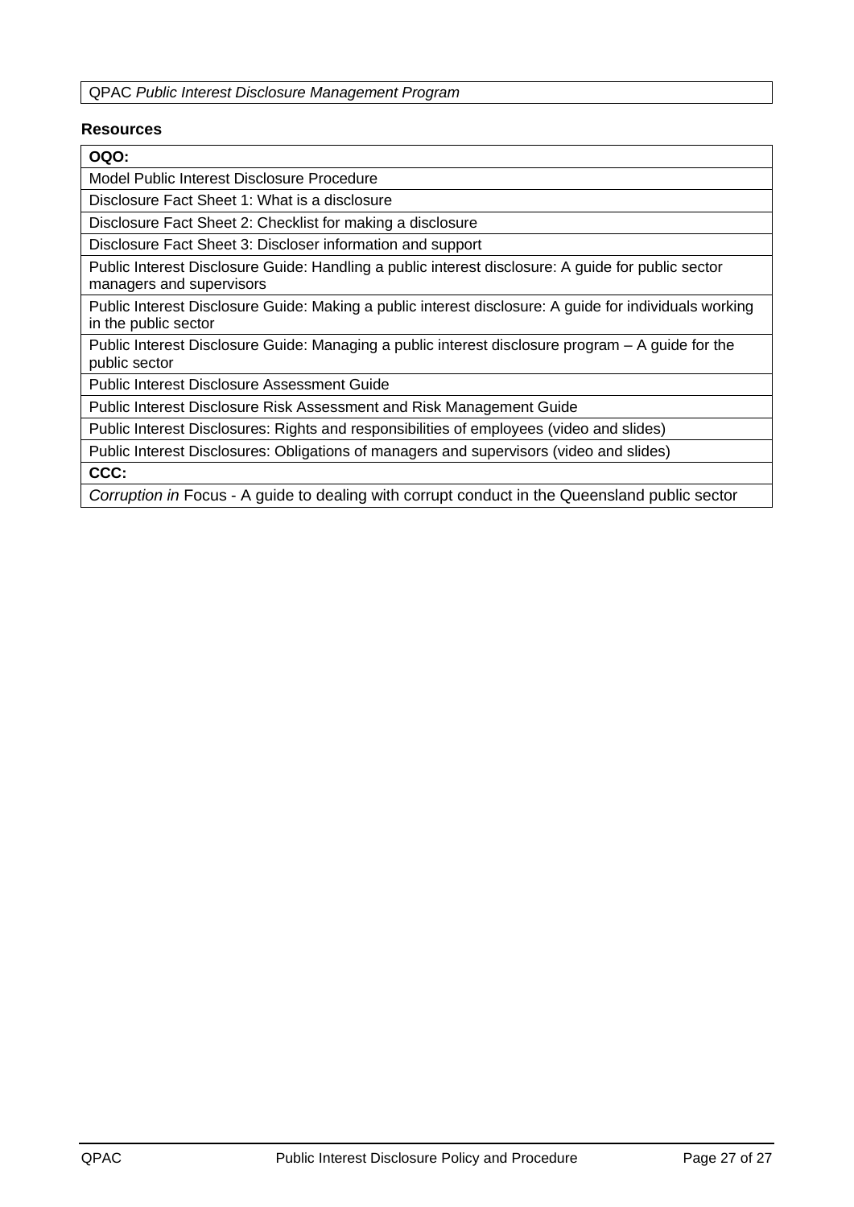| |
|---|
| QPAC *Public Interest Disclosure Management Program* |

**Resources**

| |
|---|
| **OQO:** |
| Model Public Interest Disclosure Procedure |
| Disclosure Fact Sheet 1: What is a disclosure |
| Disclosure Fact Sheet 2: Checklist for making a disclosure |
| Disclosure Fact Sheet 3: Discloser information and support |
| Public Interest Disclosure Guide: Handling a public interest disclosure: A guide for public sector managers and supervisors |
| Public Interest Disclosure Guide: Making a public interest disclosure: A guide for individuals working in the public sector |
| Public Interest Disclosure Guide: Managing a public interest disclosure program – A guide for the public sector |
| Public Interest Disclosure Assessment Guide |
| Public Interest Disclosure Risk Assessment and Risk Management Guide |
| Public Interest Disclosures: Rights and responsibilities of employees (video and slides) |
| Public Interest Disclosures: Obligations of managers and supervisors (video and slides) |
| **CCC:** |
| *Corruption in* Focus - A guide to dealing with corrupt conduct in the Queensland public sector |